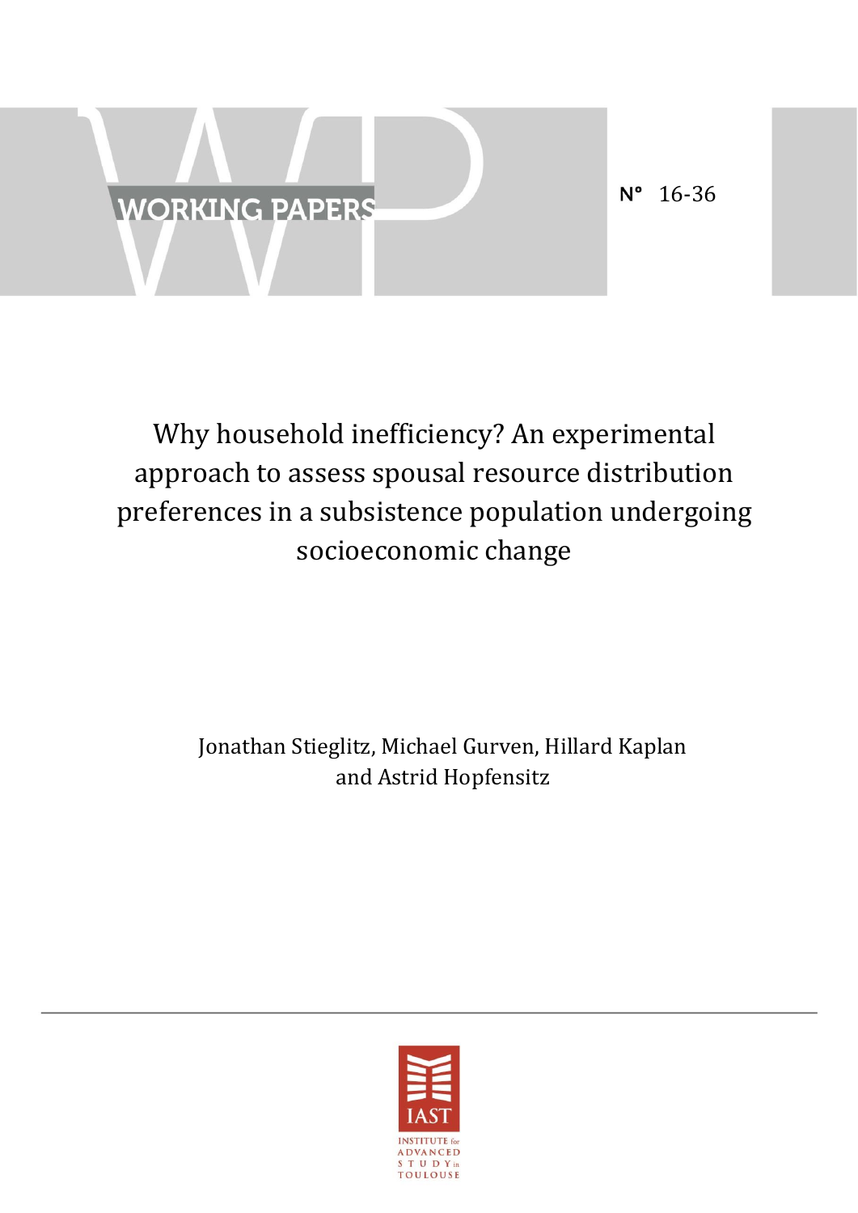WORKING PAPERS

N° 16-36

# Why household inefficiency? An experimental approach to assess spousal resource distribution preferences in a subsistence population undergoing socioeconomic change

Jonathan Stieglitz, Michael Gurven, Hillard Kaplan and Astrid Hopfensitz

IAST

INSTITUTE for ADVANCED STUDY in TOULOUSE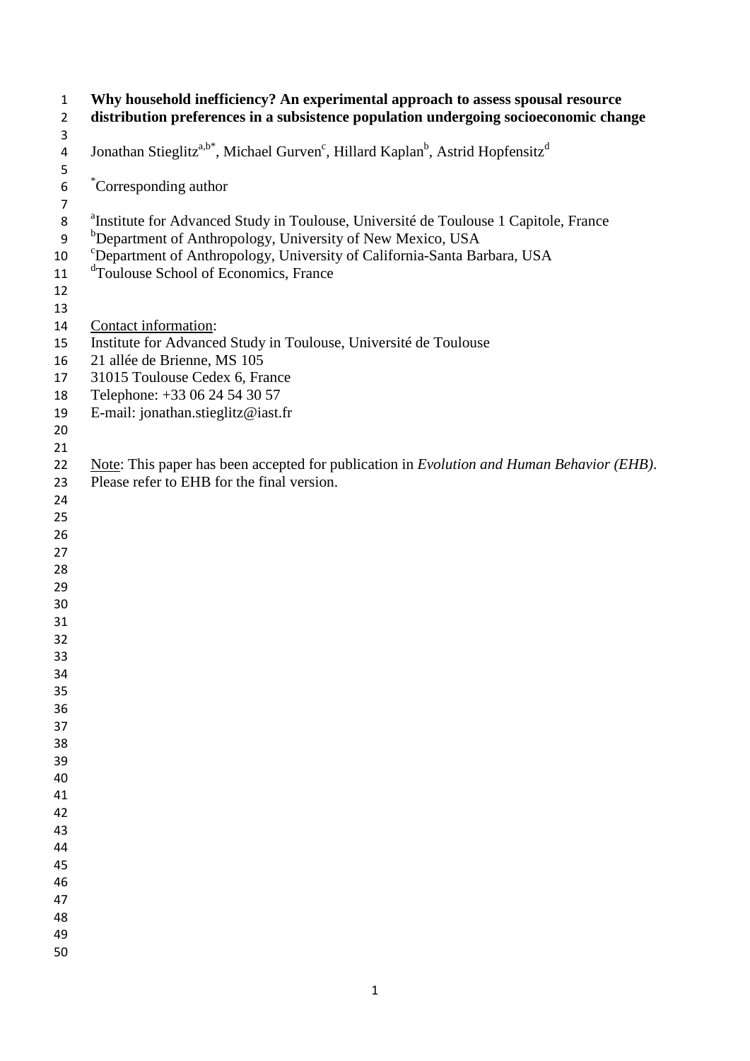**Why household inefficiency? An experimental approach to assess spousal resource distribution preferences in a subsistence population undergoing socioeconomic change**

Jonathan Stieglitz[a,b*], Michael Gurven[c], Hillard Kaplan[b], Astrid Hopfensitz[d]

[*]Corresponding author

[a]Institute for Advanced Study in Toulouse, Université de Toulouse 1 Capitole, France
[b]Department of Anthropology, University of New Mexico, USA
[c]Department of Anthropology, University of California-Santa Barbara, USA
[d]Toulouse School of Economics, France

Contact information:
Institute for Advanced Study in Toulouse, Université de Toulouse
21 allée de Brienne, MS 105
31015 Toulouse Cedex 6, France
Telephone: +33 06 24 54 30 57
E-mail: jonathan.stieglitz@iast.fr

Note: This paper has been accepted for publication in *Evolution and Human Behavior (EHB)*. Please refer to EHB for the final version.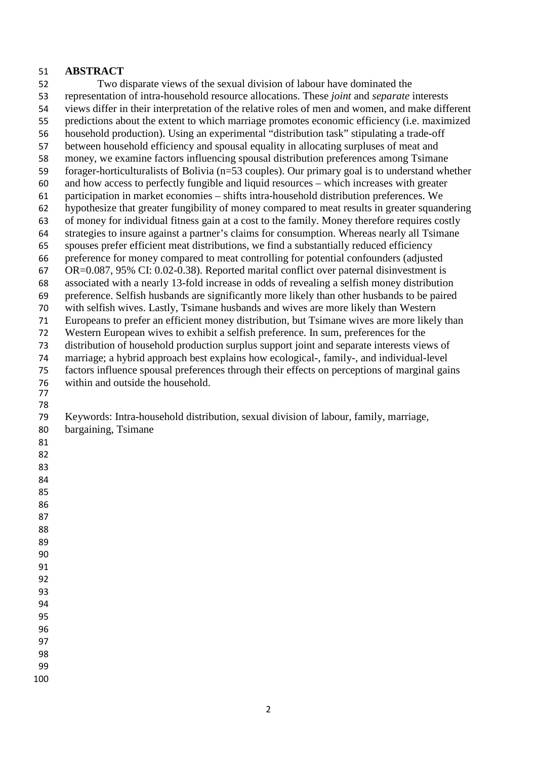## ABSTRACT

Two disparate views of the sexual division of labour have dominated the representation of intra-household resource allocations. These *joint* and *separate* interests views differ in their interpretation of the relative roles of men and women, and make different predictions about the extent to which marriage promotes economic efficiency (i.e. maximized household production). Using an experimental "distribution task" stipulating a trade-off between household efficiency and spousal equality in allocating surpluses of meat and money, we examine factors influencing spousal distribution preferences among Tsimane forager-horticulturalists of Bolivia (n=53 couples). Our primary goal is to understand whether and how access to perfectly fungible and liquid resources – which increases with greater participation in market economies – shifts intra-household distribution preferences. We hypothesize that greater fungibility of money compared to meat results in greater squandering of money for individual fitness gain at a cost to the family. Money therefore requires costly strategies to insure against a partner's claims for consumption. Whereas nearly all Tsimane spouses prefer efficient meat distributions, we find a substantially reduced efficiency preference for money compared to meat controlling for potential confounders (adjusted OR=0.087, 95% CI: 0.02-0.38). Reported marital conflict over paternal disinvestment is associated with a nearly 13-fold increase in odds of revealing a selfish money distribution preference. Selfish husbands are significantly more likely than other husbands to be paired with selfish wives. Lastly, Tsimane husbands and wives are more likely than Western Europeans to prefer an efficient money distribution, but Tsimane wives are more likely than Western European wives to exhibit a selfish preference. In sum, preferences for the distribution of household production surplus support joint and separate interests views of marriage; a hybrid approach best explains how ecological-, family-, and individual-level factors influence spousal preferences through their effects on perceptions of marginal gains within and outside the household.

Keywords: Intra-household distribution, sexual division of labour, family, marriage, bargaining, Tsimane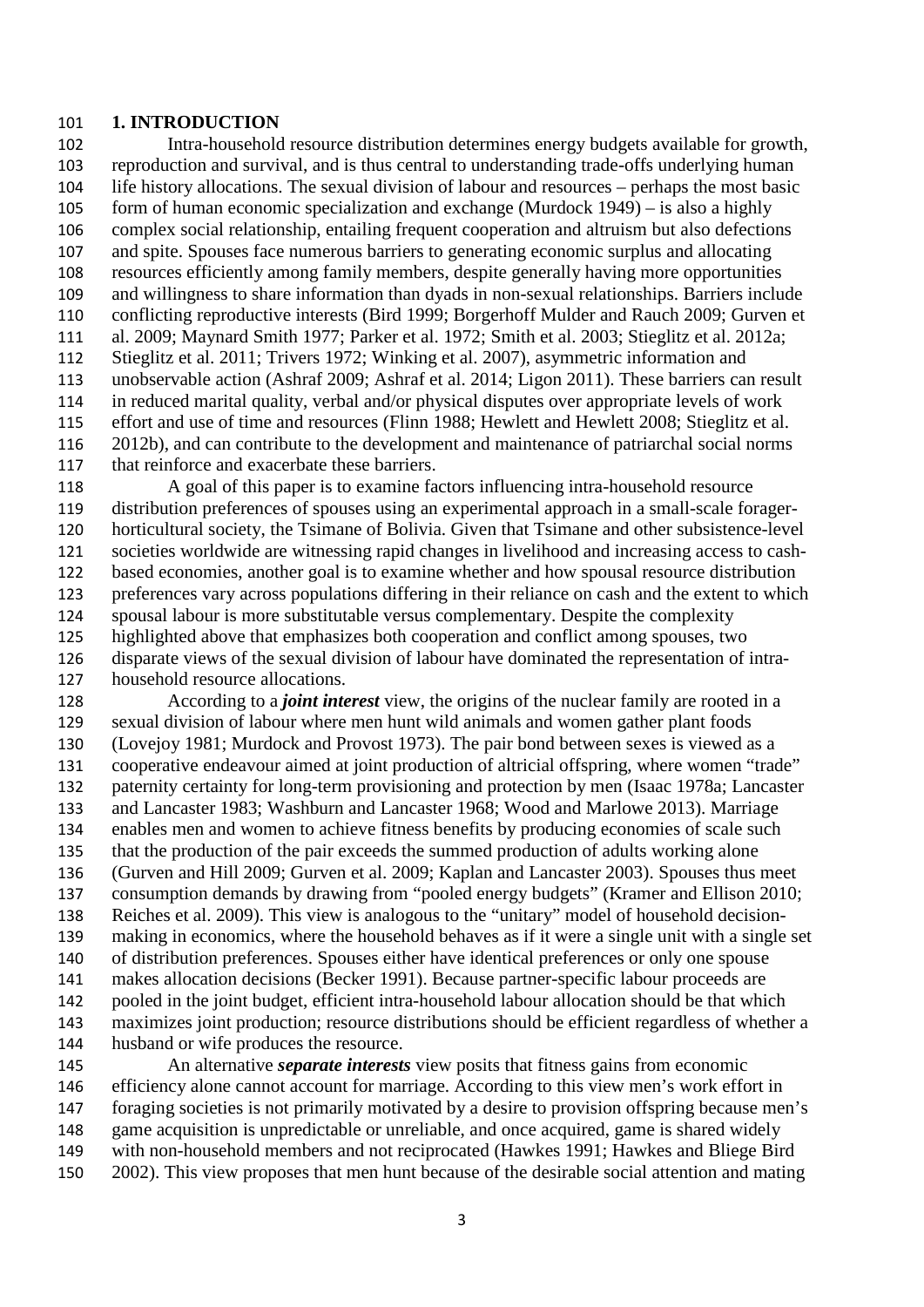## 1. INTRODUCTION

Intra-household resource distribution determines energy budgets available for growth, reproduction and survival, and is thus central to understanding trade-offs underlying human life history allocations. The sexual division of labour and resources – perhaps the most basic form of human economic specialization and exchange (Murdock 1949) – is also a highly complex social relationship, entailing frequent cooperation and altruism but also defections and spite. Spouses face numerous barriers to generating economic surplus and allocating resources efficiently among family members, despite generally having more opportunities and willingness to share information than dyads in non-sexual relationships. Barriers include conflicting reproductive interests (Bird 1999; Borgerhoff Mulder and Rauch 2009; Gurven et al. 2009; Maynard Smith 1977; Parker et al. 1972; Smith et al. 2003; Stieglitz et al. 2012a; Stieglitz et al. 2011; Trivers 1972; Winking et al. 2007), asymmetric information and unobservable action (Ashraf 2009; Ashraf et al. 2014; Ligon 2011). These barriers can result in reduced marital quality, verbal and/or physical disputes over appropriate levels of work effort and use of time and resources (Flinn 1988; Hewlett and Hewlett 2008; Stieglitz et al. 2012b), and can contribute to the development and maintenance of patriarchal social norms that reinforce and exacerbate these barriers.

A goal of this paper is to examine factors influencing intra-household resource distribution preferences of spouses using an experimental approach in a small-scale forager-horticultural society, the Tsimane of Bolivia. Given that Tsimane and other subsistence-level societies worldwide are witnessing rapid changes in livelihood and increasing access to cash-based economies, another goal is to examine whether and how spousal resource distribution preferences vary across populations differing in their reliance on cash and the extent to which spousal labour is more substitutable versus complementary. Despite the complexity highlighted above that emphasizes both cooperation and conflict among spouses, two disparate views of the sexual division of labour have dominated the representation of intra-household resource allocations.

According to a ***joint interest*** view, the origins of the nuclear family are rooted in a sexual division of labour where men hunt wild animals and women gather plant foods (Lovejoy 1981; Murdock and Provost 1973). The pair bond between sexes is viewed as a cooperative endeavour aimed at joint production of altricial offspring, where women "trade" paternity certainty for long-term provisioning and protection by men (Isaac 1978a; Lancaster and Lancaster 1983; Washburn and Lancaster 1968; Wood and Marlowe 2013). Marriage enables men and women to achieve fitness benefits by producing economies of scale such that the production of the pair exceeds the summed production of adults working alone (Gurven and Hill 2009; Gurven et al. 2009; Kaplan and Lancaster 2003). Spouses thus meet consumption demands by drawing from "pooled energy budgets" (Kramer and Ellison 2010; Reiches et al. 2009). This view is analogous to the "unitary" model of household decision-making in economics, where the household behaves as if it were a single unit with a single set of distribution preferences. Spouses either have identical preferences or only one spouse makes allocation decisions (Becker 1991). Because partner-specific labour proceeds are pooled in the joint budget, efficient intra-household labour allocation should be that which maximizes joint production; resource distributions should be efficient regardless of whether a husband or wife produces the resource.

An alternative ***separate interests*** view posits that fitness gains from economic efficiency alone cannot account for marriage. According to this view men's work effort in foraging societies is not primarily motivated by a desire to provision offspring because men's game acquisition is unpredictable or unreliable, and once acquired, game is shared widely with non-household members and not reciprocated (Hawkes 1991; Hawkes and Bliege Bird 2002). This view proposes that men hunt because of the desirable social attention and mating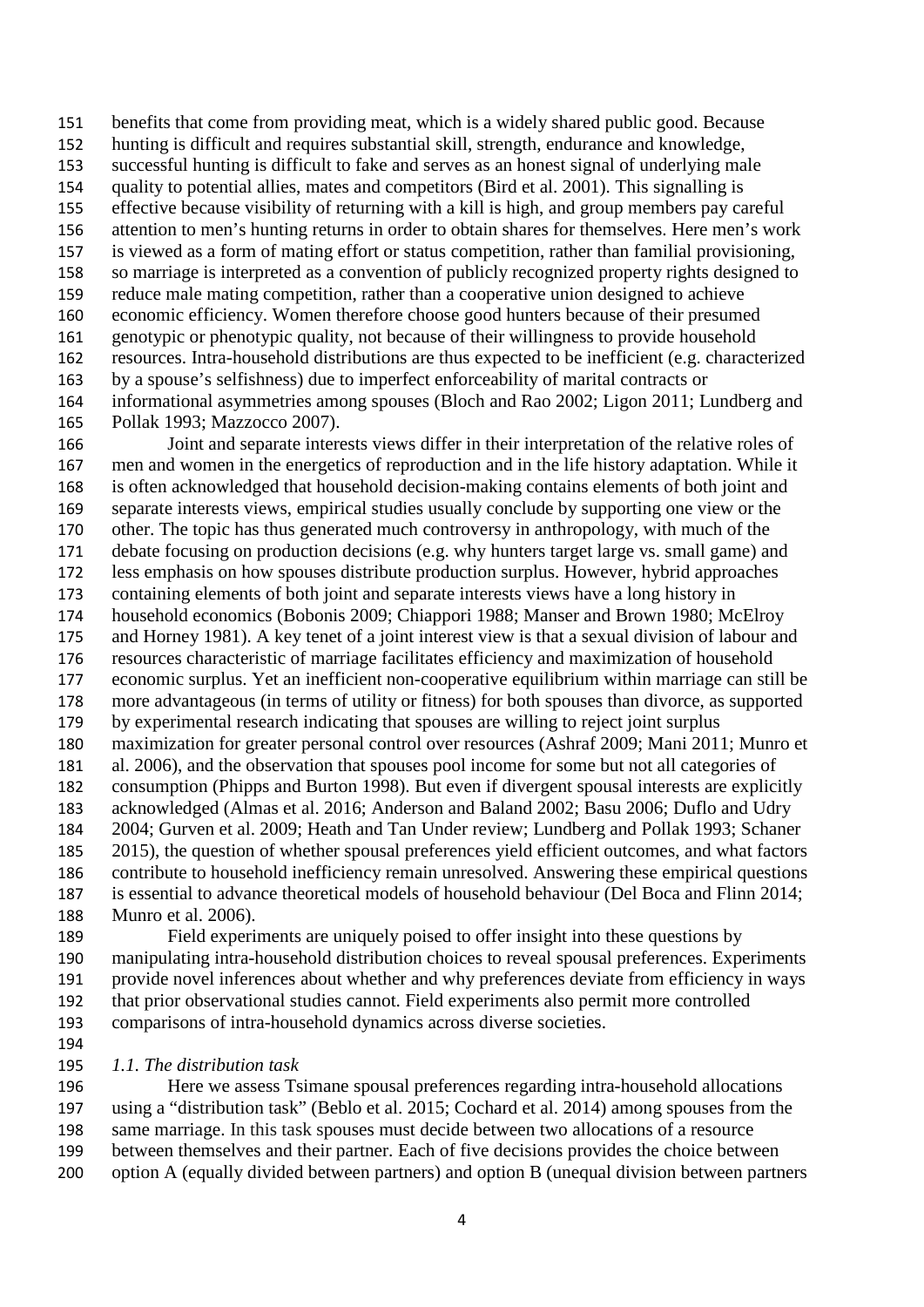benefits that come from providing meat, which is a widely shared public good. Because hunting is difficult and requires substantial skill, strength, endurance and knowledge, successful hunting is difficult to fake and serves as an honest signal of underlying male quality to potential allies, mates and competitors (Bird et al. 2001). This signalling is effective because visibility of returning with a kill is high, and group members pay careful attention to men's hunting returns in order to obtain shares for themselves. Here men's work is viewed as a form of mating effort or status competition, rather than familial provisioning, so marriage is interpreted as a convention of publicly recognized property rights designed to reduce male mating competition, rather than a cooperative union designed to achieve economic efficiency. Women therefore choose good hunters because of their presumed genotypic or phenotypic quality, not because of their willingness to provide household resources. Intra-household distributions are thus expected to be inefficient (e.g. characterized by a spouse's selfishness) due to imperfect enforceability of marital contracts or informational asymmetries among spouses (Bloch and Rao 2002; Ligon 2011; Lundberg and Pollak 1993; Mazzocco 2007).

Joint and separate interests views differ in their interpretation of the relative roles of men and women in the energetics of reproduction and in the life history adaptation. While it is often acknowledged that household decision-making contains elements of both joint and separate interests views, empirical studies usually conclude by supporting one view or the other. The topic has thus generated much controversy in anthropology, with much of the debate focusing on production decisions (e.g. why hunters target large vs. small game) and less emphasis on how spouses distribute production surplus. However, hybrid approaches containing elements of both joint and separate interests views have a long history in household economics (Bobonis 2009; Chiappori 1988; Manser and Brown 1980; McElroy and Horney 1981). A key tenet of a joint interest view is that a sexual division of labour and resources characteristic of marriage facilitates efficiency and maximization of household economic surplus. Yet an inefficient non-cooperative equilibrium within marriage can still be more advantageous (in terms of utility or fitness) for both spouses than divorce, as supported by experimental research indicating that spouses are willing to reject joint surplus maximization for greater personal control over resources (Ashraf 2009; Mani 2011; Munro et al. 2006), and the observation that spouses pool income for some but not all categories of consumption (Phipps and Burton 1998). But even if divergent spousal interests are explicitly acknowledged (Almas et al. 2016; Anderson and Baland 2002; Basu 2006; Duflo and Udry 2004; Gurven et al. 2009; Heath and Tan Under review; Lundberg and Pollak 1993; Schaner 2015), the question of whether spousal preferences yield efficient outcomes, and what factors contribute to household inefficiency remain unresolved. Answering these empirical questions is essential to advance theoretical models of household behaviour (Del Boca and Flinn 2014; Munro et al. 2006).

Field experiments are uniquely poised to offer insight into these questions by manipulating intra-household distribution choices to reveal spousal preferences. Experiments provide novel inferences about whether and why preferences deviate from efficiency in ways that prior observational studies cannot. Field experiments also permit more controlled comparisons of intra-household dynamics across diverse societies.

### *1.1. The distribution task*

Here we assess Tsimane spousal preferences regarding intra-household allocations using a "distribution task" (Beblo et al. 2015; Cochard et al. 2014) among spouses from the same marriage. In this task spouses must decide between two allocations of a resource between themselves and their partner. Each of five decisions provides the choice between option A (equally divided between partners) and option B (unequal division between partners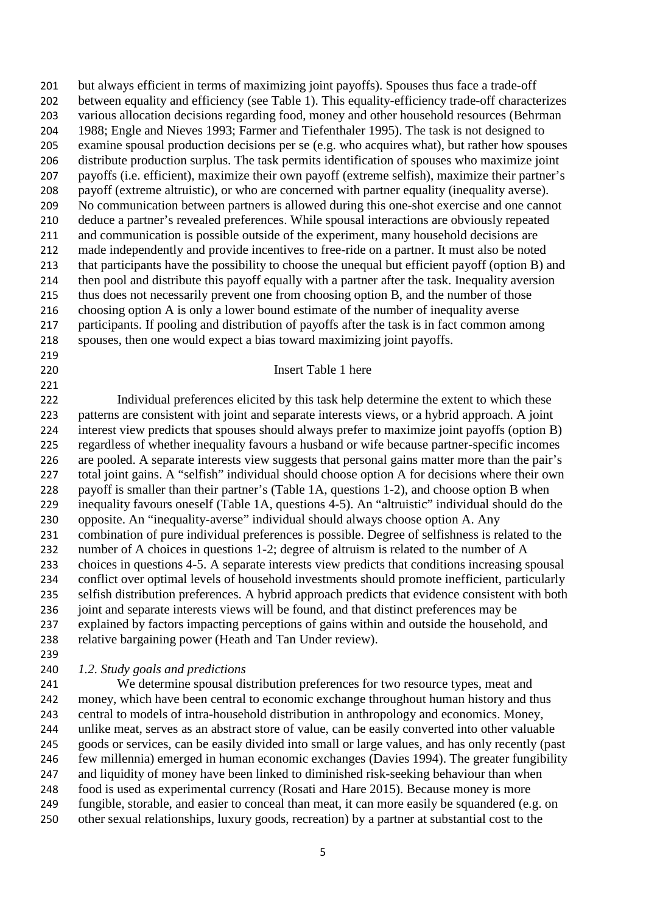but always efficient in terms of maximizing joint payoffs). Spouses thus face a trade-off between equality and efficiency (see Table 1). This equality-efficiency trade-off characterizes various allocation decisions regarding food, money and other household resources (Behrman 1988; Engle and Nieves 1993; Farmer and Tiefenthaler 1995). The task is not designed to examine spousal production decisions per se (e.g. who acquires what), but rather how spouses distribute production surplus. The task permits identification of spouses who maximize joint payoffs (i.e. efficient), maximize their own payoff (extreme selfish), maximize their partner's payoff (extreme altruistic), or who are concerned with partner equality (inequality averse). No communication between partners is allowed during this one-shot exercise and one cannot deduce a partner's revealed preferences. While spousal interactions are obviously repeated and communication is possible outside of the experiment, many household decisions are made independently and provide incentives to free-ride on a partner. It must also be noted that participants have the possibility to choose the unequal but efficient payoff (option B) and then pool and distribute this payoff equally with a partner after the task. Inequality aversion thus does not necessarily prevent one from choosing option B, and the number of those choosing option A is only a lower bound estimate of the number of inequality averse participants. If pooling and distribution of payoffs after the task is in fact common among spouses, then one would expect a bias toward maximizing joint payoffs.

Insert Table 1 here

Individual preferences elicited by this task help determine the extent to which these patterns are consistent with joint and separate interests views, or a hybrid approach. A joint interest view predicts that spouses should always prefer to maximize joint payoffs (option B) regardless of whether inequality favours a husband or wife because partner-specific incomes are pooled. A separate interests view suggests that personal gains matter more than the pair's total joint gains. A "selfish" individual should choose option A for decisions where their own payoff is smaller than their partner's (Table 1A, questions 1-2), and choose option B when inequality favours oneself (Table 1A, questions 4-5). An "altruistic" individual should do the opposite. An "inequality-averse" individual should always choose option A. Any combination of pure individual preferences is possible. Degree of selfishness is related to the number of A choices in questions 1-2; degree of altruism is related to the number of A choices in questions 4-5. A separate interests view predicts that conditions increasing spousal conflict over optimal levels of household investments should promote inefficient, particularly selfish distribution preferences. A hybrid approach predicts that evidence consistent with both joint and separate interests views will be found, and that distinct preferences may be explained by factors impacting perceptions of gains within and outside the household, and relative bargaining power (Heath and Tan Under review).

### *1.2. Study goals and predictions*

We determine spousal distribution preferences for two resource types, meat and money, which have been central to economic exchange throughout human history and thus central to models of intra-household distribution in anthropology and economics. Money, unlike meat, serves as an abstract store of value, can be easily converted into other valuable goods or services, can be easily divided into small or large values, and has only recently (past few millennia) emerged in human economic exchanges (Davies 1994). The greater fungibility and liquidity of money have been linked to diminished risk-seeking behaviour than when food is used as experimental currency (Rosati and Hare 2015). Because money is more fungible, storable, and easier to conceal than meat, it can more easily be squandered (e.g. on other sexual relationships, luxury goods, recreation) by a partner at substantial cost to the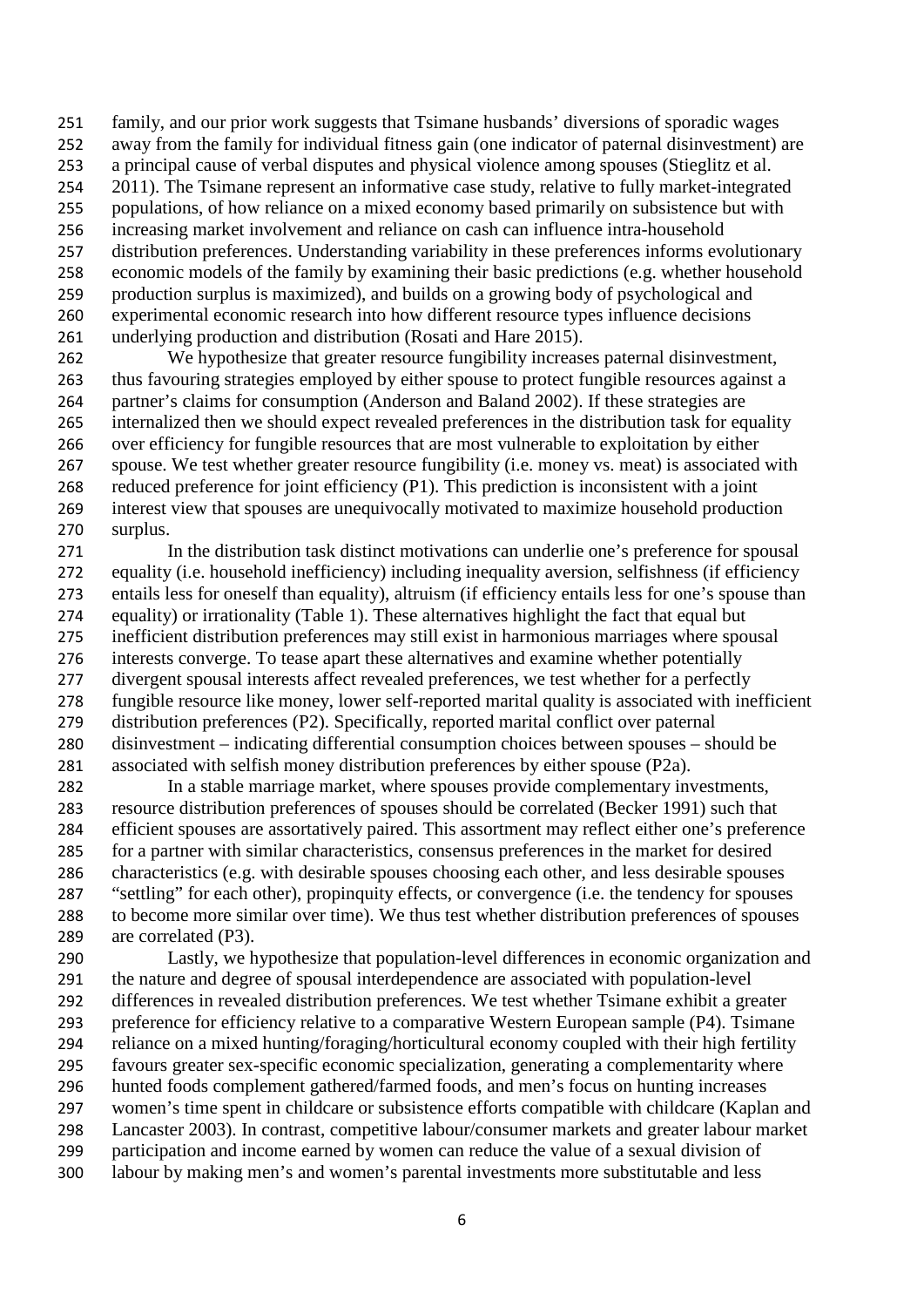family, and our prior work suggests that Tsimane husbands' diversions of sporadic wages away from the family for individual fitness gain (one indicator of paternal disinvestment) are a principal cause of verbal disputes and physical violence among spouses (Stieglitz et al. 2011). The Tsimane represent an informative case study, relative to fully market-integrated populations, of how reliance on a mixed economy based primarily on subsistence but with increasing market involvement and reliance on cash can influence intra-household distribution preferences. Understanding variability in these preferences informs evolutionary economic models of the family by examining their basic predictions (e.g. whether household production surplus is maximized), and builds on a growing body of psychological and experimental economic research into how different resource types influence decisions underlying production and distribution (Rosati and Hare 2015).

We hypothesize that greater resource fungibility increases paternal disinvestment, thus favouring strategies employed by either spouse to protect fungible resources against a partner's claims for consumption (Anderson and Baland 2002). If these strategies are internalized then we should expect revealed preferences in the distribution task for equality over efficiency for fungible resources that are most vulnerable to exploitation by either spouse. We test whether greater resource fungibility (i.e. money vs. meat) is associated with reduced preference for joint efficiency (P1). This prediction is inconsistent with a joint interest view that spouses are unequivocally motivated to maximize household production surplus.

In the distribution task distinct motivations can underlie one's preference for spousal equality (i.e. household inefficiency) including inequality aversion, selfishness (if efficiency entails less for oneself than equality), altruism (if efficiency entails less for one's spouse than equality) or irrationality (Table 1). These alternatives highlight the fact that equal but inefficient distribution preferences may still exist in harmonious marriages where spousal interests converge. To tease apart these alternatives and examine whether potentially divergent spousal interests affect revealed preferences, we test whether for a perfectly fungible resource like money, lower self-reported marital quality is associated with inefficient distribution preferences (P2). Specifically, reported marital conflict over paternal disinvestment – indicating differential consumption choices between spouses – should be associated with selfish money distribution preferences by either spouse (P2a).

In a stable marriage market, where spouses provide complementary investments, resource distribution preferences of spouses should be correlated (Becker 1991) such that efficient spouses are assortatively paired. This assortment may reflect either one's preference for a partner with similar characteristics, consensus preferences in the market for desired characteristics (e.g. with desirable spouses choosing each other, and less desirable spouses "settling" for each other), propinquity effects, or convergence (i.e. the tendency for spouses to become more similar over time). We thus test whether distribution preferences of spouses are correlated (P3).

Lastly, we hypothesize that population-level differences in economic organization and the nature and degree of spousal interdependence are associated with population-level differences in revealed distribution preferences. We test whether Tsimane exhibit a greater preference for efficiency relative to a comparative Western European sample (P4). Tsimane reliance on a mixed hunting/foraging/horticultural economy coupled with their high fertility favours greater sex-specific economic specialization, generating a complementarity where hunted foods complement gathered/farmed foods, and men's focus on hunting increases women's time spent in childcare or subsistence efforts compatible with childcare (Kaplan and Lancaster 2003). In contrast, competitive labour/consumer markets and greater labour market participation and income earned by women can reduce the value of a sexual division of labour by making men's and women's parental investments more substitutable and less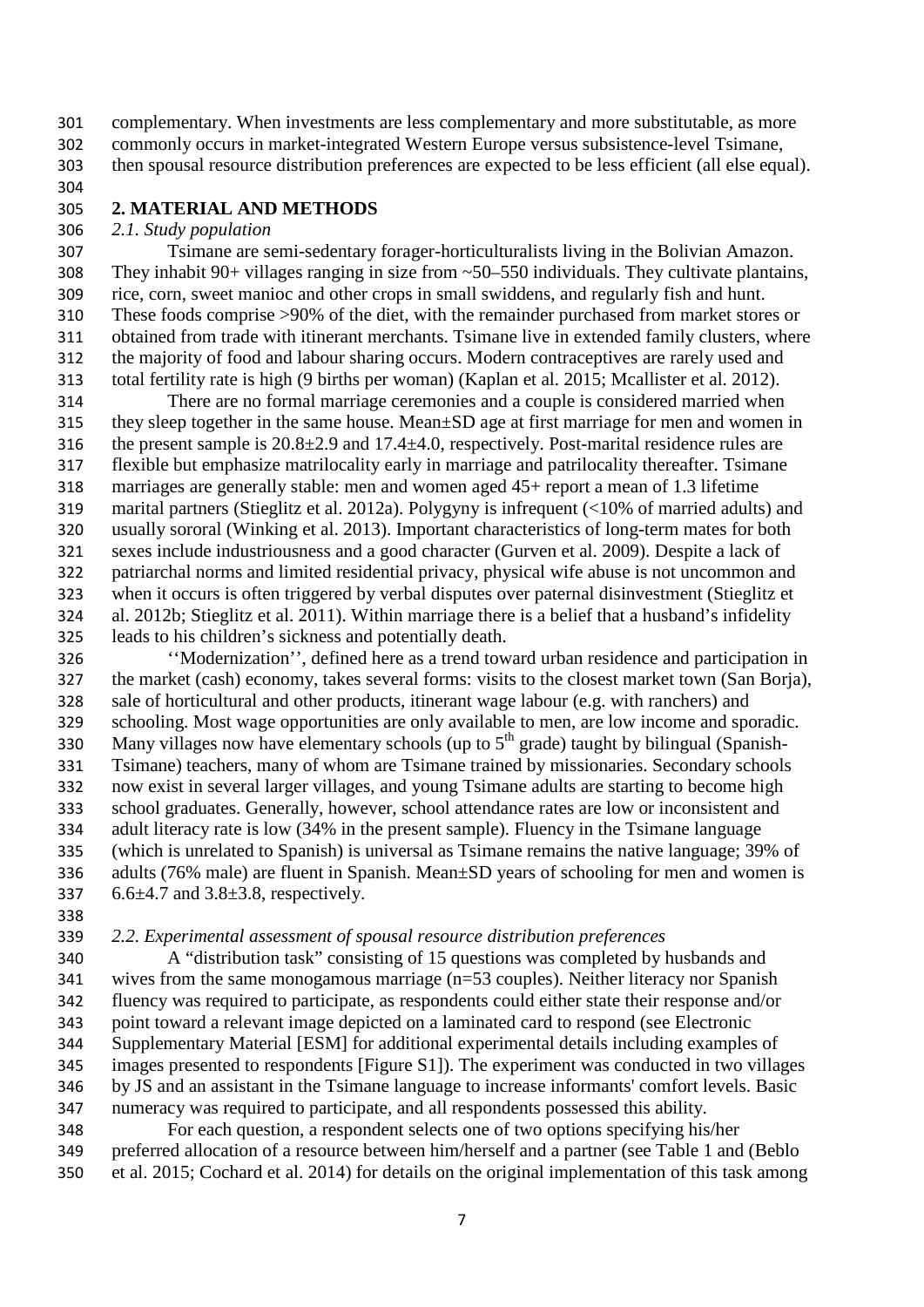complementary. When investments are less complementary and more substitutable, as more commonly occurs in market-integrated Western Europe versus subsistence-level Tsimane, then spousal resource distribution preferences are expected to be less efficient (all else equal).

## 2. MATERIAL AND METHODS

### *2.1. Study population*

Tsimane are semi-sedentary forager-horticulturalists living in the Bolivian Amazon. They inhabit 90+ villages ranging in size from ~50–550 individuals. They cultivate plantains, rice, corn, sweet manioc and other crops in small swiddens, and regularly fish and hunt. These foods comprise >90% of the diet, with the remainder purchased from market stores or obtained from trade with itinerant merchants. Tsimane live in extended family clusters, where the majority of food and labour sharing occurs. Modern contraceptives are rarely used and total fertility rate is high (9 births per woman) (Kaplan et al. 2015; Mcallister et al. 2012).

There are no formal marriage ceremonies and a couple is considered married when they sleep together in the same house. Mean±SD age at first marriage for men and women in the present sample is 20.8±2.9 and 17.4±4.0, respectively. Post-marital residence rules are flexible but emphasize matrilocality early in marriage and patrilocality thereafter. Tsimane marriages are generally stable: men and women aged 45+ report a mean of 1.3 lifetime marital partners (Stieglitz et al. 2012a). Polygyny is infrequent (<10% of married adults) and usually sororal (Winking et al. 2013). Important characteristics of long-term mates for both sexes include industriousness and a good character (Gurven et al. 2009). Despite a lack of patriarchal norms and limited residential privacy, physical wife abuse is not uncommon and when it occurs is often triggered by verbal disputes over paternal disinvestment (Stieglitz et al. 2012b; Stieglitz et al. 2011). Within marriage there is a belief that a husband's infidelity leads to his children's sickness and potentially death.

''Modernization'', defined here as a trend toward urban residence and participation in the market (cash) economy, takes several forms: visits to the closest market town (San Borja), sale of horticultural and other products, itinerant wage labour (e.g. with ranchers) and schooling. Most wage opportunities are only available to men, are low income and sporadic. Many villages now have elementary schools (up to 5th grade) taught by bilingual (Spanish-Tsimane) teachers, many of whom are Tsimane trained by missionaries. Secondary schools now exist in several larger villages, and young Tsimane adults are starting to become high school graduates. Generally, however, school attendance rates are low or inconsistent and adult literacy rate is low (34% in the present sample). Fluency in the Tsimane language (which is unrelated to Spanish) is universal as Tsimane remains the native language; 39% of adults (76% male) are fluent in Spanish. Mean±SD years of schooling for men and women is 6.6±4.7 and 3.8±3.8, respectively.

### *2.2. Experimental assessment of spousal resource distribution preferences*

A "distribution task" consisting of 15 questions was completed by husbands and wives from the same monogamous marriage (n=53 couples). Neither literacy nor Spanish fluency was required to participate, as respondents could either state their response and/or point toward a relevant image depicted on a laminated card to respond (see Electronic Supplementary Material [ESM] for additional experimental details including examples of images presented to respondents [Figure S1]). The experiment was conducted in two villages by JS and an assistant in the Tsimane language to increase informants' comfort levels. Basic numeracy was required to participate, and all respondents possessed this ability.

For each question, a respondent selects one of two options specifying his/her preferred allocation of a resource between him/herself and a partner (see Table 1 and (Beblo et al. 2015; Cochard et al. 2014) for details on the original implementation of this task among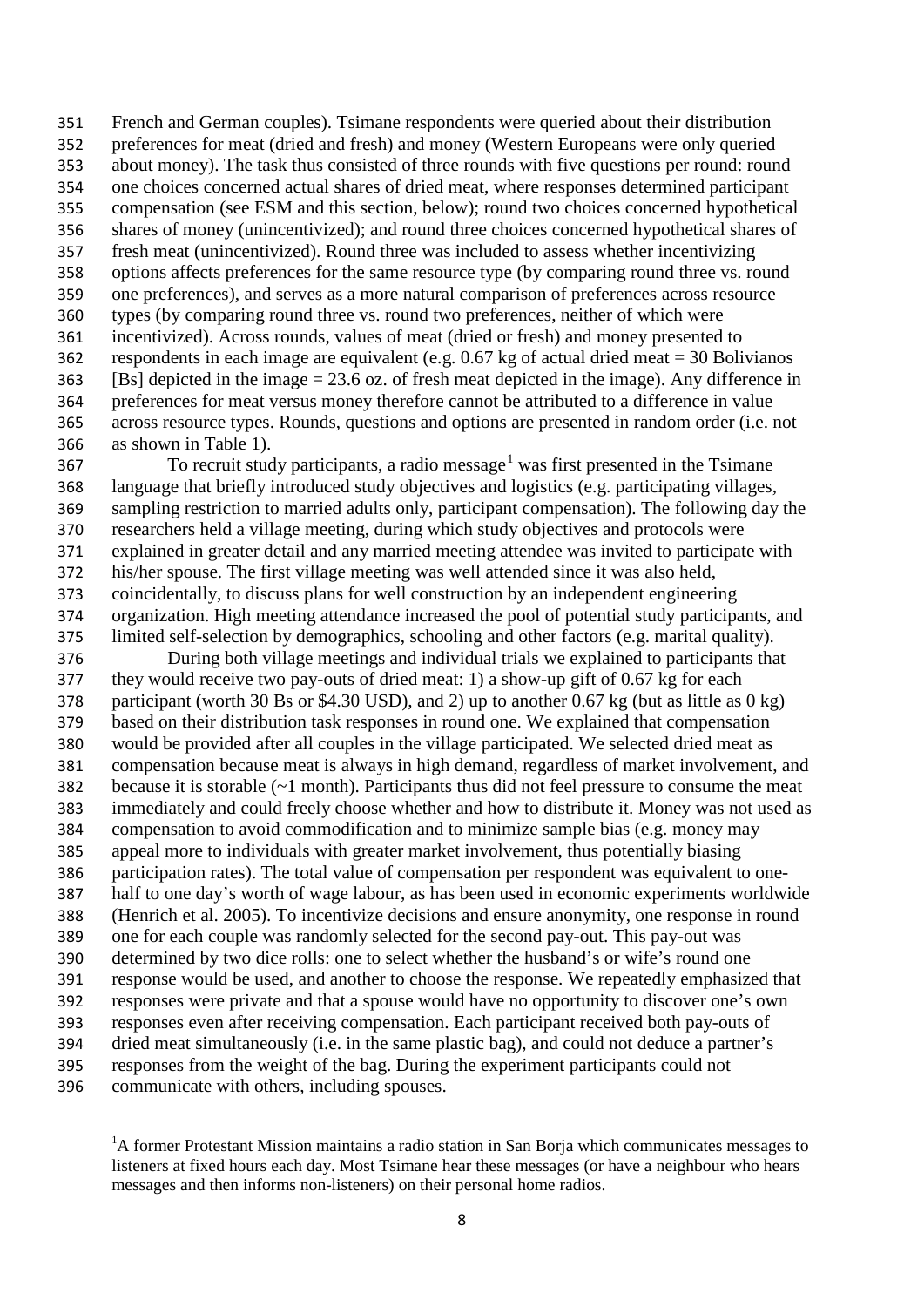French and German couples). Tsimane respondents were queried about their distribution preferences for meat (dried and fresh) and money (Western Europeans were only queried about money). The task thus consisted of three rounds with five questions per round: round one choices concerned actual shares of dried meat, where responses determined participant compensation (see ESM and this section, below); round two choices concerned hypothetical shares of money (unincentivized); and round three choices concerned hypothetical shares of fresh meat (unincentivized). Round three was included to assess whether incentivizing options affects preferences for the same resource type (by comparing round three vs. round one preferences), and serves as a more natural comparison of preferences across resource types (by comparing round three vs. round two preferences, neither of which were incentivized). Across rounds, values of meat (dried or fresh) and money presented to respondents in each image are equivalent (e.g. 0.67 kg of actual dried meat = 30 Bolivianos [Bs] depicted in the image = 23.6 oz. of fresh meat depicted in the image). Any difference in preferences for meat versus money therefore cannot be attributed to a difference in value across resource types. Rounds, questions and options are presented in random order (i.e. not as shown in Table 1).

To recruit study participants, a radio message[1] was first presented in the Tsimane language that briefly introduced study objectives and logistics (e.g. participating villages, sampling restriction to married adults only, participant compensation). The following day the researchers held a village meeting, during which study objectives and protocols were explained in greater detail and any married meeting attendee was invited to participate with his/her spouse. The first village meeting was well attended since it was also held, coincidentally, to discuss plans for well construction by an independent engineering organization. High meeting attendance increased thus the pool of potential study participants, and limited self-selection by demographics, schooling and other factors (e.g. marital quality).

During both village meetings and individual trials we explained to participants that they would receive two pay-outs of dried meat: 1) a show-up gift of 0.67 kg for each participant (worth 30 Bs or \$4.30 USD), and 2) up to another 0.67 kg (but as little as 0 kg) based on their distribution task responses in round one. We explained that compensation would be provided after all couples in the village participated. We selected dried meat as compensation because meat is always in high demand, regardless of market involvement, and because it is storable (~1 month). Participants thus did not feel pressure to consume the meat immediately and could freely choose whether and how to distribute it. Money was not used as compensation to avoid commodification and to minimize sample bias (e.g. money may appeal more to individuals with greater market involvement, thus potentially biasing participation rates). The total value of compensation per respondent was equivalent to one-half to one day's worth of wage labour, as has been used in economic experiments worldwide (Henrich et al. 2005). To incentivize decisions and ensure anonymity, one response in round one for each couple was randomly selected for the second pay-out. This pay-out was determined by two dice rolls: one to select whether the husband's or wife's round one response would be used, and another to choose the response. We repeatedly emphasized that responses were private and that a spouse would have no opportunity to discover one's own responses even after receiving compensation. Each participant received both pay-outs of dried meat simultaneously (i.e. in the same plastic bag), and could not deduce a partner's responses from the weight of the bag. During the experiment participants could not communicate with others, including spouses.

---

[1] A former Protestant Mission maintains a radio station in San Borja which communicates messages to listeners at fixed hours each day. Most Tsimane hear these messages (or have a neighbour who hears messages and then informs non-listeners) on their personal home radios.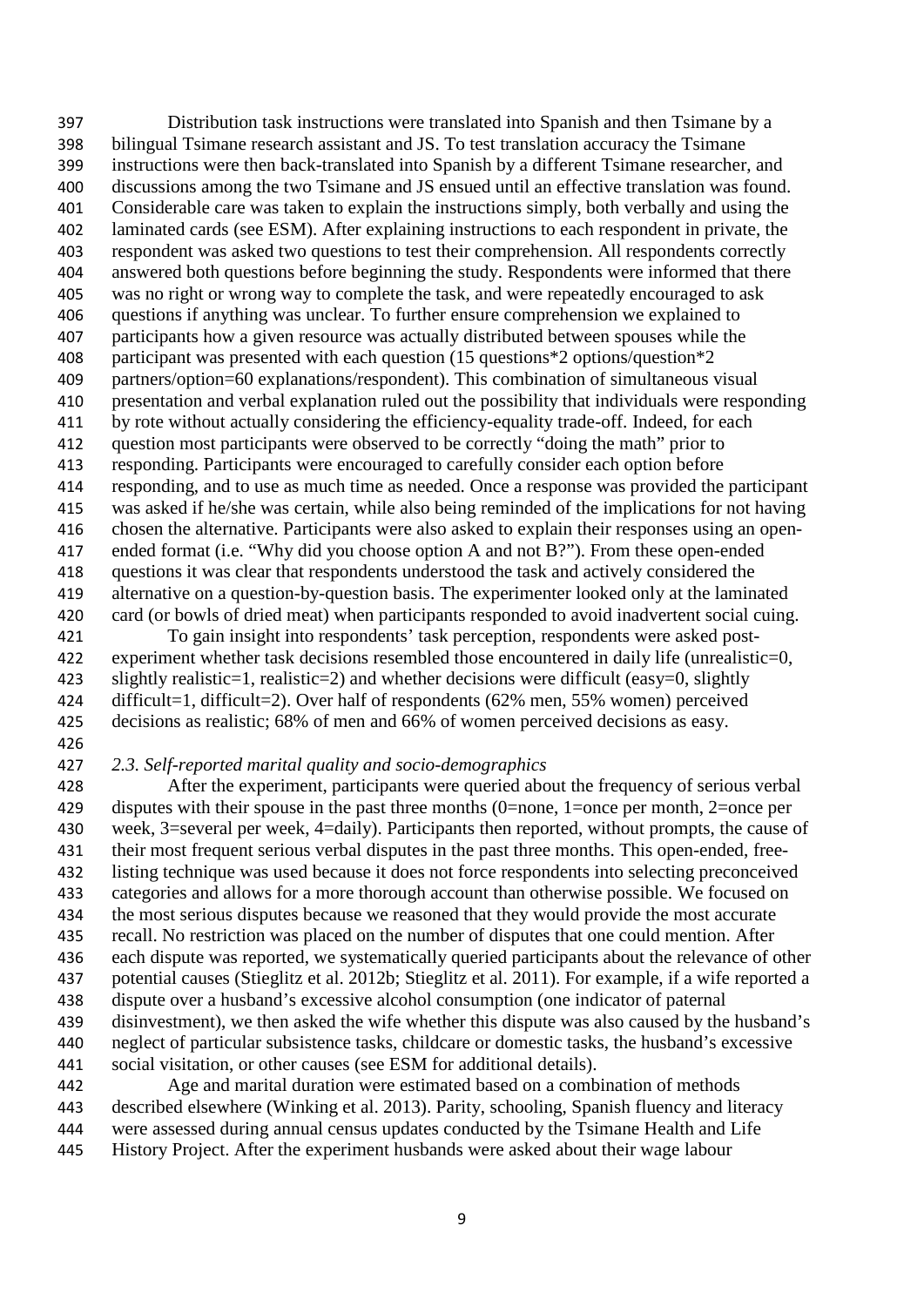Distribution task instructions were translated into Spanish and then Tsimane by a bilingual Tsimane research assistant and JS. To test translation accuracy the Tsimane instructions were then back-translated into Spanish by a different Tsimane researcher, and discussions among the two Tsimane and JS ensued until an effective translation was found. Considerable care was taken to explain the instructions simply, both verbally and using the laminated cards (see ESM). After explaining instructions to each respondent in private, the respondent was asked two questions to test their comprehension. All respondents correctly answered both questions before beginning the study. Respondents were informed that there was no right or wrong way to complete the task, and were repeatedly encouraged to ask questions if anything was unclear. To further ensure comprehension we explained to participants how a given resource was actually distributed between spouses while the participant was presented with each question (15 questions*2 options/question*2 partners/option=60 explanations/respondent). This combination of simultaneous visual presentation and verbal explanation ruled out the possibility that individuals were responding by rote without actually considering the efficiency-equality trade-off. Indeed, for each question most participants were observed to be correctly "doing the math" prior to responding. Participants were encouraged to carefully consider each option before responding, and to use as much time as needed. Once a response was provided the participant was asked if he/she was certain, while also being reminded of the implications for not having chosen the alternative. Participants were also asked to explain their responses using an open-ended format (i.e. "Why did you choose option A and not B?"). From these open-ended questions it was clear that respondents understood the task and actively considered the alternative on a question-by-question basis. The experimenter looked only at the laminated card (or bowls of dried meat) when participants responded to avoid inadvertent social cuing.

To gain insight into respondents' task perception, respondents were asked post-experiment whether task decisions resembled those encountered in daily life (unrealistic=0, slightly realistic=1, realistic=2) and whether decisions were difficult (easy=0, slightly difficult=1, difficult=2). Over half of respondents (62% men, 55% women) perceived decisions as realistic; 68% of men and 66% of women perceived decisions as easy.

### *2.3. Self-reported marital quality and socio-demographics*

After the experiment, participants were queried about the frequency of serious verbal disputes with their spouse in the past three months (0=none, 1=once per month, 2=once per week, 3=several per week, 4=daily). Participants then reported, without prompts, the cause of their most frequent serious verbal disputes in the past three months. This open-ended, free-listing technique was used because it does not force respondents into selecting preconceived categories and allows for a more thorough account than otherwise possible. We focused on the most serious disputes because we reasoned that they would provide the most accurate recall. No restriction was placed on the number of disputes that one could mention. After each dispute was reported, we systematically queried participants about the relevance of other potential causes (Stieglitz et al. 2012b; Stieglitz et al. 2011). For example, if a wife reported a dispute over a husband's excessive alcohol consumption (one indicator of paternal disinvestment), we then asked the wife whether this dispute was also caused by the husband's neglect of particular subsistence tasks, childcare or domestic tasks, the husband's excessive social visitation, or other causes (see ESM for additional details).

Age and marital duration were estimated based on a combination of methods described elsewhere (Winking et al. 2013). Parity, schooling, Spanish fluency and literacy were assessed during annual census updates conducted by the Tsimane Health and Life History Project. After the experiment husbands were asked about their wage labour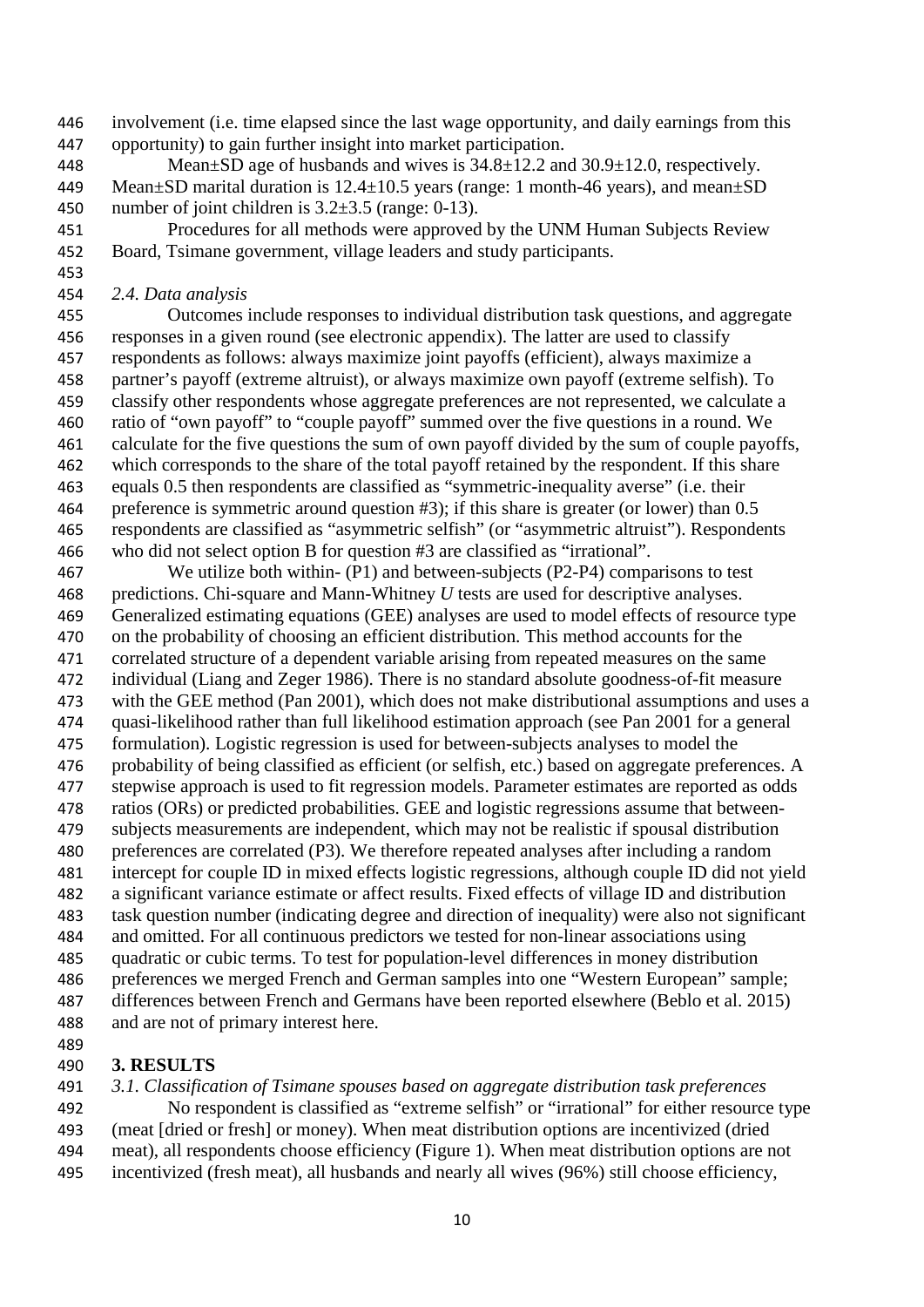involvement (i.e. time elapsed since the last wage opportunity, and daily earnings from this opportunity) to gain further insight into market participation.

Mean±SD age of husbands and wives is 34.8±12.2 and 30.9±12.0, respectively. Mean±SD marital duration is 12.4±10.5 years (range: 1 month-46 years), and mean±SD number of joint children is 3.2±3.5 (range: 0-13).

Procedures for all methods were approved by the UNM Human Subjects Review Board, Tsimane government, village leaders and study participants.

### *2.4. Data analysis*

Outcomes include responses to individual distribution task questions, and aggregate responses in a given round (see electronic appendix). The latter are used to classify respondents as follows: always maximize joint payoffs (efficient), always maximize a partner's payoff (extreme altruist), or always maximize own payoff (extreme selfish). To classify other respondents whose aggregate preferences are not represented, we calculate a ratio of "own payoff" to "couple payoff" summed over the five questions in a round. We calculate for the five questions the sum of own payoff divided by the sum of couple payoffs, which corresponds to the share of the total payoff retained by the respondent. If this share equals 0.5 then respondents are classified as "symmetric-inequality averse" (i.e. their preference is symmetric around question #3); if this share is greater (or lower) than 0.5 respondents are classified as "asymmetric selfish" (or "asymmetric altruist"). Respondents who did not select option B for question #3 are classified as "irrational".

We utilize both within- (P1) and between-subjects (P2-P4) comparisons to test predictions. Chi-square and Mann-Whitney *U* tests are used for descriptive analyses. Generalized estimating equations (GEE) analyses are used to model effects of resource type on the probability of choosing an efficient distribution. This method accounts for the correlated structure of a dependent variable arising from repeated measures on the same individual (Liang and Zeger 1986). There is no standard absolute goodness-of-fit measure with the GEE method (Pan 2001), which does not make distributional assumptions and uses a quasi-likelihood rather than full likelihood estimation approach (see Pan 2001 for a general formulation). Logistic regression is used for between-subjects analyses to model the probability of being classified as efficient (or selfish, etc.) based on aggregate preferences. A stepwise approach is used to fit regression models. Parameter estimates are reported as odds ratios (ORs) or predicted probabilities. GEE and logistic regressions assume that between-subjects measurements are independent, which may not be realistic if spousal distribution preferences are correlated (P3). We therefore repeated analyses after including a random intercept for couple ID in mixed effects logistic regressions, although couple ID did not yield a significant variance estimate or affect results. Fixed effects of village ID and distribution task question number (indicating degree and direction of inequality) were also not significant and omitted. For all continuous predictors we tested for non-linear associations using quadratic or cubic terms. To test for population-level differences in money distribution preferences we merged French and German samples into one "Western European" sample; differences between French and Germans have been reported elsewhere (Beblo et al. 2015) and are not of primary interest here.

## 3. RESULTS

### *3.1. Classification of Tsimane spouses based on aggregate distribution task preferences*

No respondent is classified as "extreme selfish" or "irrational" for either resource type (meat [dried or fresh] or money). When meat distribution options are incentivized (dried meat), all respondents choose efficiency (Figure 1). When meat distribution options are not incentivized (fresh meat), all husbands and nearly all wives (96%) still choose efficiency,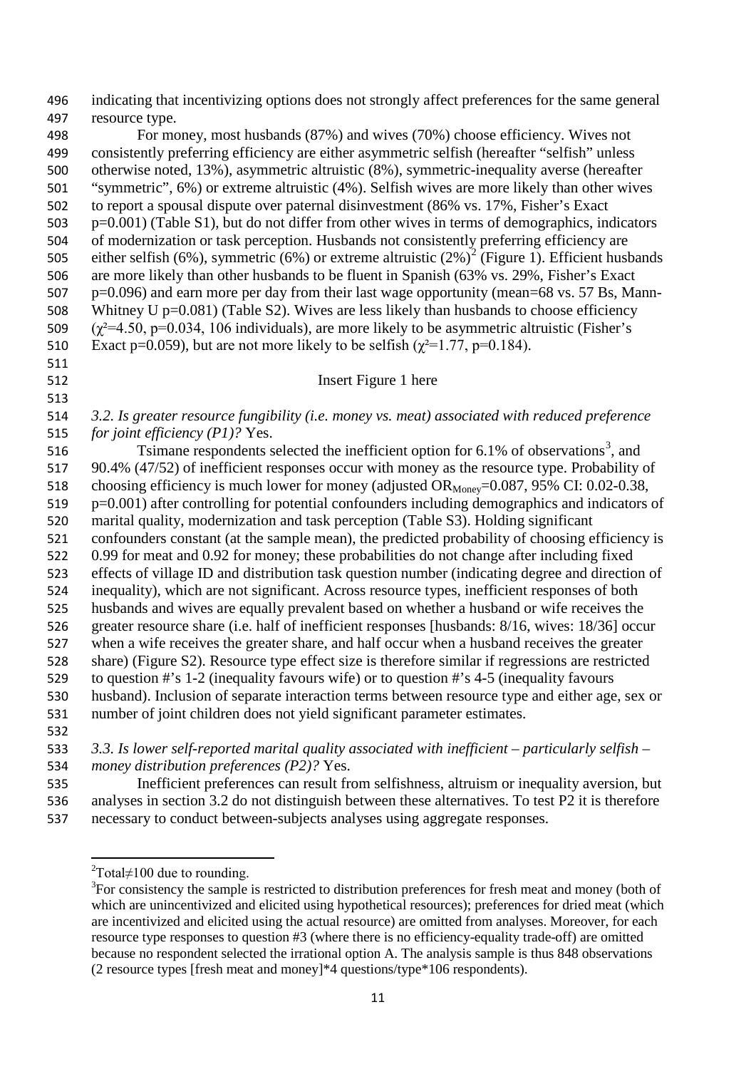indicating that incentivizing options does not strongly affect preferences for the same general resource type.

For money, most husbands (87%) and wives (70%) choose efficiency. Wives not consistently preferring efficiency are either asymmetric selfish (hereafter "selfish" unless otherwise noted, 13%), asymmetric altruistic (8%), symmetric-inequality averse (hereafter "symmetric", 6%) or extreme altruistic (4%). Selfish wives are more likely than other wives to report a spousal dispute over paternal disinvestment (86% vs. 17%, Fisher's Exact p=0.001) (Table S1), but do not differ from other wives in terms of demographics, indicators of modernization or task perception. Husbands not consistently preferring efficiency are either selfish (6%), symmetric (6%) or extreme altruistic (2%)[2] (Figure 1). Efficient husbands are more likely than other husbands to be fluent in Spanish (63% vs. 29%, Fisher's Exact p=0.096) and earn more per day from their last wage opportunity (mean=68 vs. 57 Bs, Mann-Whitney U p=0.081) (Table S2). Wives are less likely than husbands to choose efficiency ($\chi^2$=4.50, p=0.034, 106 individuals), are more likely to be asymmetric altruistic (Fisher's Exact p=0.059), but are not more likely to be selfish ($\chi^2$=1.77, p=0.184).

Insert Figure 1 here

*3.2. Is greater resource fungibility (i.e. money vs. meat) associated with reduced preference for joint efficiency (P1)?* Yes.

Tsimane respondents selected the inefficient option for 6.1% of observations[3], and 90.4% (47/52) of inefficient responses occur with money as the resource type. Probability of choosing efficiency is much lower for money (adjusted $OR_{Money}$=0.087, 95% CI: 0.02-0.38, p=0.001) after controlling for potential confounders including demographics and indicators of marital quality, modernization and task perception (Table S3). Holding significant confounders constant (at the sample mean), the predicted probability of choosing efficiency is 0.99 for meat and 0.92 for money; these probabilities do not change after including fixed effects of village ID and distribution task question number (indicating degree and direction of inequality), which are not significant. Across resource types, inefficient responses of both husbands and wives are equally prevalent based on whether a husband or wife receives the greater resource share (i.e. half of inefficient responses [husbands: 8/16, wives: 18/36] occur when a wife receives the greater share, and half occur when a husband receives the greater share) (Figure S2). Resource type effect size is therefore similar if regressions are restricted to question #'s 1-2 (inequality favours wife) or to question #'s 4-5 (inequality favours husband). Inclusion of separate interaction terms between resource type and either age, sex or number of joint children does not yield significant parameter estimates.

*3.3. Is lower self-reported marital quality associated with inefficient – particularly selfish – money distribution preferences (P2)?* Yes.

Inefficient preferences can result from selfishness, altruism or inequality aversion, but analyses in section 3.2 do not distinguish between these alternatives. To test P2 it is therefore necessary to conduct between-subjects analyses using aggregate responses.

---

[2] Total≠100 due to rounding.

[3] For consistency the sample is restricted to distribution preferences for fresh meat and money (both of which are unincentivized and elicited using hypothetical resources); preferences for dried meat (which are incentivized and elicited using the actual resource) are omitted from analyses. Moreover, for each resource type responses to question #3 (where there is no efficiency-equality trade-off) are omitted because no respondent selected the irrational option A. The analysis sample is thus 848 observations (2 resource types [fresh meat and money]*4 questions/type*106 respondents).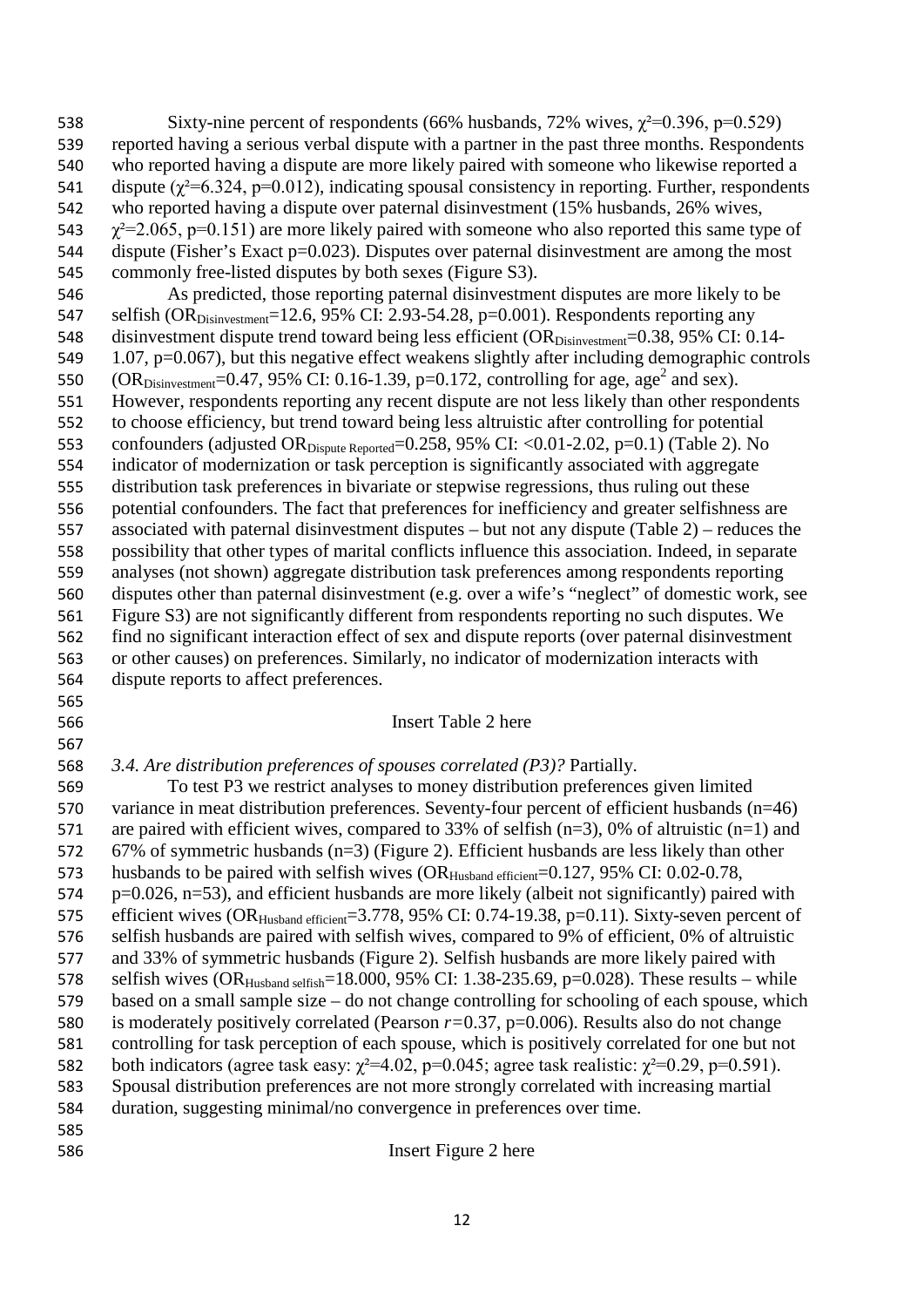Sixty-nine percent of respondents (66% husbands, 72% wives, $\chi^2$=0.396, p=0.529) reported having a serious verbal dispute with a partner in the past three months. Respondents who reported having a dispute are more likely paired with someone who likewise reported a dispute ($\chi^2$=6.324, p=0.012), indicating spousal consistency in reporting. Further, respondents who reported having a dispute over paternal disinvestment (15% husbands, 26% wives, $\chi^2$=2.065, p=0.151) are more likely paired with someone who also reported this same type of dispute (Fisher's Exact p=0.023). Disputes over paternal disinvestment are among the most commonly free-listed disputes by both sexes (Figure S3).

As predicted, those reporting paternal disinvestment disputes are more likely to be selfish ($OR_{Disinvestment}$=12.6, 95% CI: 2.93-54.28, p=0.001). Respondents reporting any disinvestment dispute trend toward being less efficient ($OR_{Disinvestment}$=0.38, 95% CI: 0.14-1.07, p=0.067), but this negative effect weakens slightly after including demographic controls ($OR_{Disinvestment}$=0.47, 95% CI: 0.16-1.39, p=0.172, controlling for age, age$^2$ and sex). However, respondents reporting any recent dispute are not less likely than other respondents to choose efficiency, but trend toward being less altruistic after controlling for potential confounders (adjusted $OR_{Dispute\ Reported}$=0.258, 95% CI: <0.01-2.02, p=0.1) (Table 2). No indicator of modernization or task perception is significantly associated with aggregate distribution task preferences in bivariate or stepwise regressions, thus ruling out these potential confounders. The fact that preferences for inefficiency and greater selfishness are associated with paternal disinvestment disputes – but not any dispute (Table 2) – reduces the possibility that other types of marital conflicts influence this association. Indeed, in separate analyses (not shown) aggregate distribution task preferences among respondents reporting disputes other than paternal disinvestment (e.g. over a wife's "neglect" of domestic work, see Figure S3) are not significantly different from respondents reporting no such disputes. We find no significant interaction effect of sex and dispute reports (over paternal disinvestment or other causes) on preferences. Similarly, no indicator of modernization interacts with dispute reports to affect preferences.

Insert Table 2 here

*3.4. Are distribution preferences of spouses correlated (P3)?* Partially.

To test P3 we restrict analyses to money distribution preferences given limited variance in meat distribution preferences. Seventy-four percent of efficient husbands (n=46) are paired with efficient wives, compared to 33% of selfish (n=3), 0% of altruistic (n=1) and 67% of symmetric husbands (n=3) (Figure 2). Efficient husbands are less likely than other husbands to be paired with selfish wives ($OR_{Husband\ efficient}$=0.127, 95% CI: 0.02-0.78, p=0.026, n=53), and efficient husbands are more likely (albeit not significantly) paired with efficient wives ($OR_{Husband\ efficient}$=3.778, 95% CI: 0.74-19.38, p=0.11). Sixty-seven percent of selfish husbands are paired with selfish wives, compared to 9% of efficient, 0% of altruistic and 33% of symmetric husbands (Figure 2). Selfish husbands are more likely paired with selfish wives ($OR_{Husband\ selfish}$=18.000, 95% CI: 1.38-235.69, p=0.028). These results – while based on a small sample size – do not change controlling for schooling of each spouse, which is moderately positively correlated (Pearson $r$=0.37, p=0.006). Results also do not change controlling for task perception of each spouse, which is positively correlated for one but not both indicators (agree task easy: $\chi^2$=4.02, p=0.045; agree task realistic: $\chi^2$=0.29, p=0.591). Spousal distribution preferences are not more strongly correlated with increasing martial duration, suggesting minimal/no convergence in preferences over time.

Insert Figure 2 here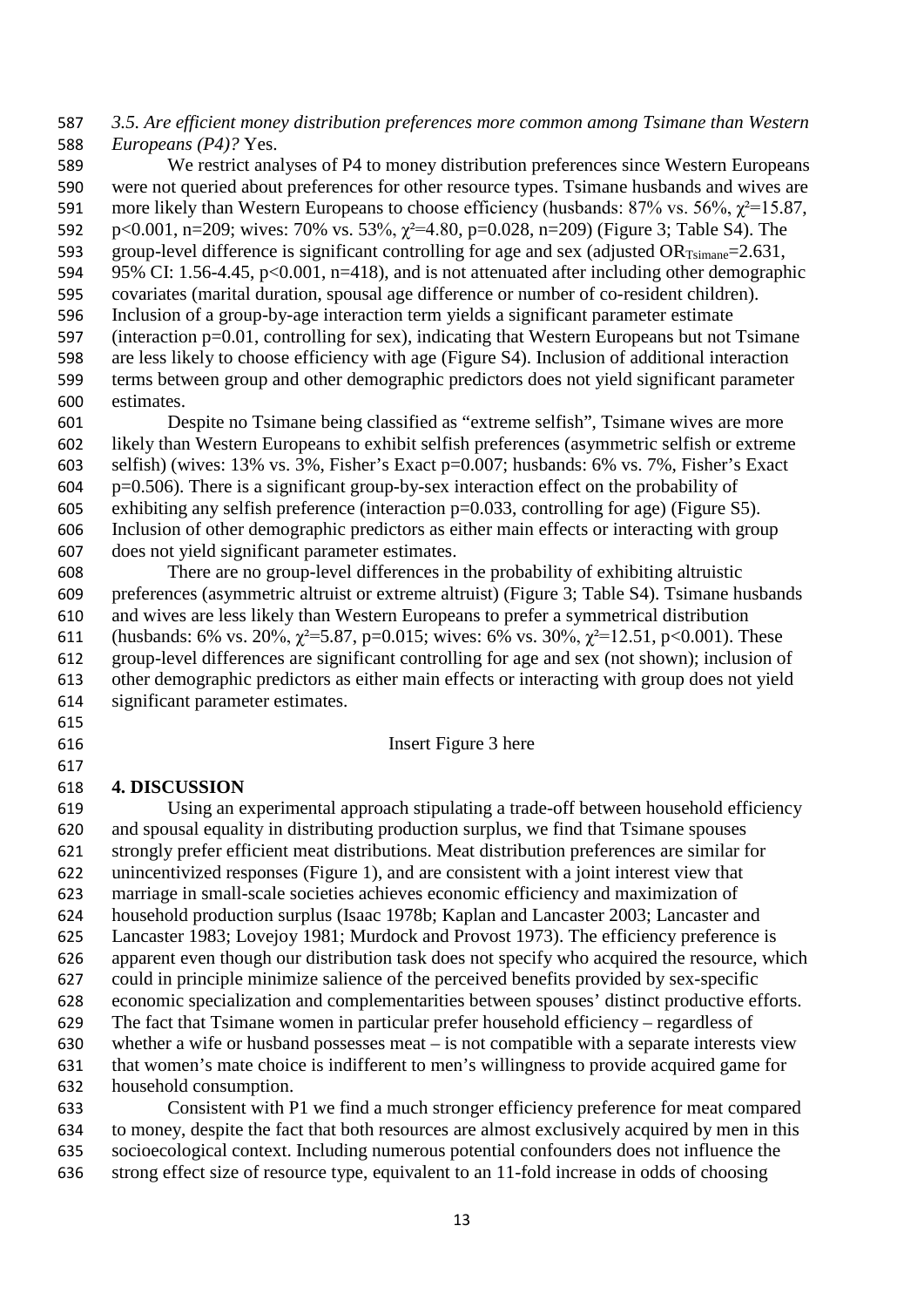*3.5. Are efficient money distribution preferences more common among Tsimane than Western Europeans (P4)?* Yes.

We restrict analyses of P4 to money distribution preferences since Western Europeans were not queried about preferences for other resource types. Tsimane husbands and wives are more likely than Western Europeans to choose efficiency (husbands: 87% vs. 56%, $\chi^2$=15.87, p<0.001, n=209; wives: 70% vs. 53%, $\chi^2$=4.80, p=0.028, n=209) (Figure 3; Table S4). The group-level difference is significant controlling for age and sex (adjusted $OR_{Tsimane}$=2.631, 95% CI: 1.56-4.45, p<0.001, n=418), and is not attenuated after including other demographic covariates (marital duration, spousal age difference or number of co-resident children). Inclusion of a group-by-age interaction term yields a significant parameter estimate (interaction p=0.01, controlling for sex), indicating that Western Europeans but not Tsimane are less likely to choose efficiency with age (Figure S4). Inclusion of additional interaction terms between group and other demographic predictors does not yield significant parameter estimates.

Despite no Tsimane being classified as "extreme selfish", Tsimane wives are more likely than Western Europeans to exhibit selfish preferences (asymmetric selfish or extreme selfish) (wives: 13% vs. 3%, Fisher's Exact p=0.007; husbands: 6% vs. 7%, Fisher's Exact p=0.506). There is a significant group-by-sex interaction effect on the probability of exhibiting any selfish preference (interaction p=0.033, controlling for age) (Figure S5). Inclusion of other demographic predictors as either main effects or interacting with group does not yield significant parameter estimates.

There are no group-level differences in the probability of exhibiting altruistic preferences (asymmetric altruist or extreme altruist) (Figure 3; Table S4). Tsimane husbands and wives are less likely than Western Europeans to prefer a symmetrical distribution (husbands: 6% vs. 20%, $\chi^2$=5.87, p=0.015; wives: 6% vs. 30%, $\chi^2$=12.51, p<0.001). These group-level differences are significant controlling for age and sex (not shown); inclusion of other demographic predictors as either main effects or interacting with group does not yield significant parameter estimates.

Insert Figure 3 here

## 4. DISCUSSION

Using an experimental approach stipulating a trade-off between household efficiency and spousal equality in distributing production surplus, we find that Tsimane spouses strongly prefer efficient meat distributions. Meat distribution preferences are similar for unincentivized responses (Figure 1), and are consistent with a joint interest view that marriage in small-scale societies achieves economic efficiency and maximization of household production surplus (Isaac 1978b; Kaplan and Lancaster 2003; Lancaster and Lancaster 1983; Lovejoy 1981; Murdock and Provost 1973). The efficiency preference is apparent even though our distribution task does not specify who acquired the resource, which could in principle minimize salience of the perceived benefits provided by sex-specific economic specialization and complementarities between spouses' distinct productive efforts. The fact that Tsimane women in particular prefer household efficiency – regardless of whether a wife or husband possesses meat – is not compatible with a separate interests view that women's mate choice is indifferent to men's willingness to provide acquired game for household consumption.

Consistent with P1 we find a much stronger efficiency preference for meat compared to money, despite the fact that both resources are almost exclusively acquired by men in this socioecological context. Including numerous potential confounders does not influence the strong effect size of resource type, equivalent to an 11-fold increase in odds of choosing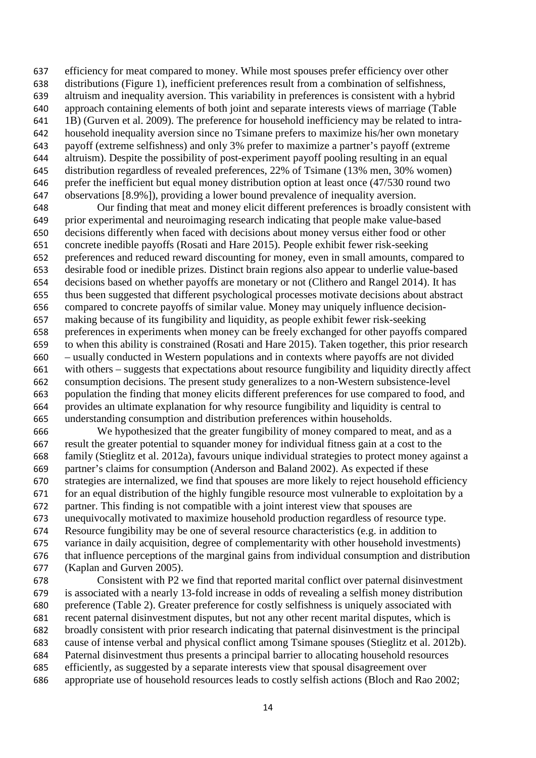efficiency for meat compared to money. While most spouses prefer efficiency over other distributions (Figure 1), inefficient preferences result from a combination of selfishness, altruism and inequality aversion. This variability in preferences is consistent with a hybrid approach containing elements of both joint and separate interests views of marriage (Table 1B) (Gurven et al. 2009). The preference for household inefficiency may be related to intra-household inequality aversion since no Tsimane prefers to maximize his/her own monetary payoff (extreme selfishness) and only 3% prefer to maximize a partner's payoff (extreme altruism). Despite the possibility of post-experiment payoff pooling resulting in an equal distribution regardless of revealed preferences, 22% of Tsimane (13% men, 30% women) prefer the inefficient but equal money distribution option at least once (47/530 round two observations [8.9%]), providing a lower bound prevalence of inequality aversion.

Our finding that meat and money elicit different preferences is broadly consistent with prior experimental and neuroimaging research indicating that people make value-based decisions differently when faced with decisions about money versus either food or other concrete inedible payoffs (Rosati and Hare 2015). People exhibit fewer risk-seeking preferences and reduced reward discounting for money, even in small amounts, compared to desirable food or inedible prizes. Distinct brain regions also appear to underlie value-based decisions based on whether payoffs are monetary or not (Clithero and Rangel 2014). It has thus been suggested that different psychological processes motivate decisions about abstract compared to concrete payoffs of similar value. Money may uniquely influence decision-making because of its fungibility and liquidity, as people exhibit fewer risk-seeking preferences in experiments when money can be freely exchanged for other payoffs compared to when this ability is constrained (Rosati and Hare 2015). Taken together, this prior research – usually conducted in Western populations and in contexts where payoffs are not divided with others – suggests that expectations about resource fungibility and liquidity directly affect consumption decisions. The present study generalizes to a non-Western subsistence-level population the finding that money elicits different preferences for use compared to food, and provides an ultimate explanation for why resource fungibility and liquidity is central to understanding consumption and distribution preferences within households.

We hypothesized that the greater fungibility of money compared to meat, and as a result the greater potential to squander money for individual fitness gain at a cost to the family (Stieglitz et al. 2012a), favours unique individual strategies to protect money against a partner's claims for consumption (Anderson and Baland 2002). As expected if these strategies are internalized, we find that spouses are more likely to reject household efficiency for an equal distribution of the highly fungible resource most vulnerable to exploitation by a partner. This finding is not compatible with a joint interest view that spouses are unequivocally motivated to maximize household production regardless of resource type. Resource fungibility may be one of several resource characteristics (e.g. in addition to variance in daily acquisition, degree of complementarity with other household investments) that influence perceptions of the marginal gains from individual consumption and distribution (Kaplan and Gurven 2005).

Consistent with P2 we find that reported marital conflict over paternal disinvestment is associated with a nearly 13-fold increase in odds of revealing a selfish money distribution preference (Table 2). Greater preference for costly selfishness is uniquely associated with recent paternal disinvestment disputes, but not any other recent marital disputes, which is broadly consistent with prior research indicating that paternal disinvestment is the principal cause of intense verbal and physical conflict among Tsimane spouses (Stieglitz et al. 2012b). Paternal disinvestment thus presents a principal barrier to allocating household resources efficiently, as suggested by a separate interests view that spousal disagreement over appropriate use of household resources leads to costly selfish actions (Bloch and Rao 2002;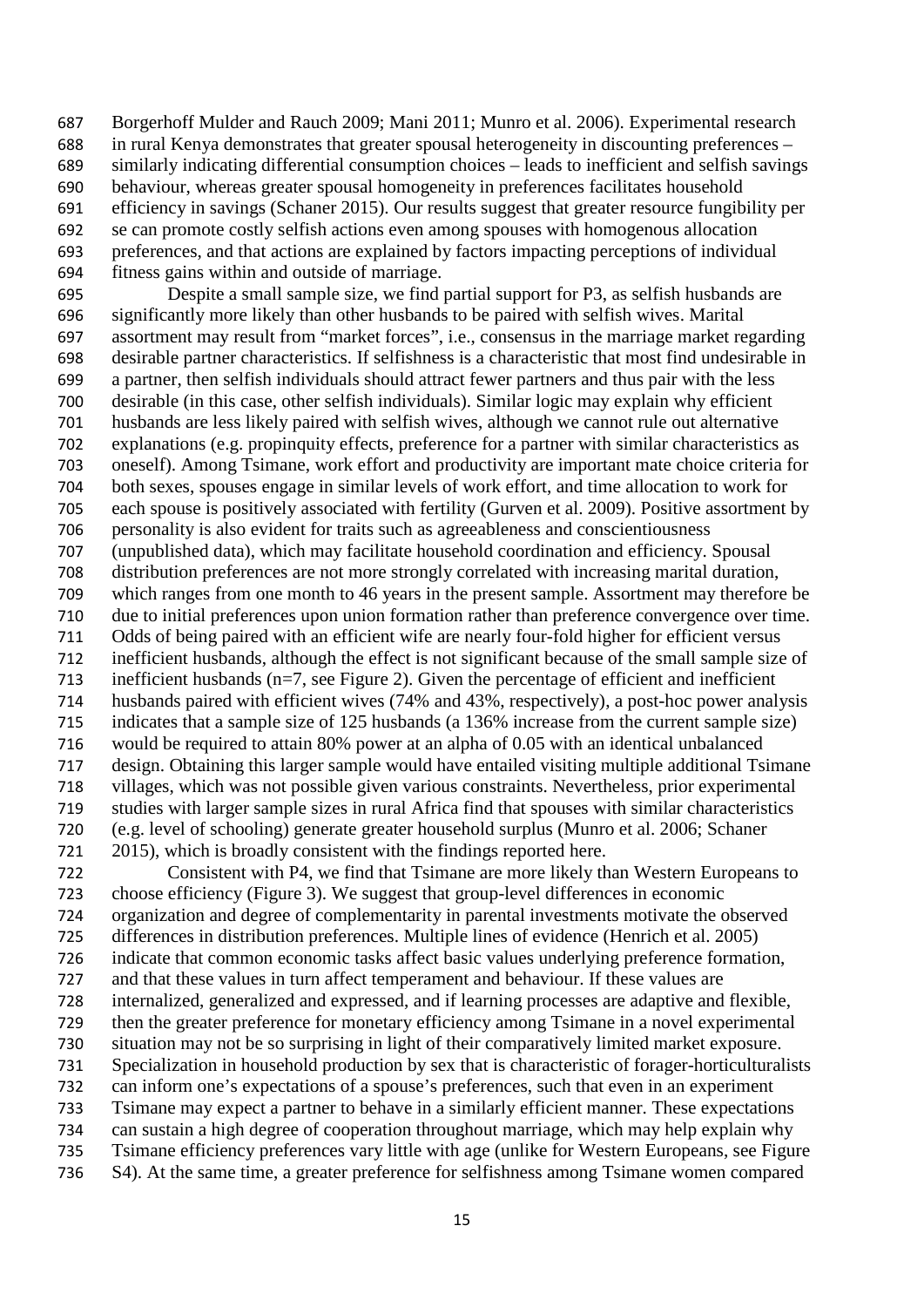Borgerhoff Mulder and Rauch 2009; Mani 2011; Munro et al. 2006). Experimental research in rural Kenya demonstrates that greater spousal heterogeneity in discounting preferences – similarly indicating differential consumption choices – leads to inefficient and selfish savings behaviour, whereas greater spousal homogeneity in preferences facilitates household efficiency in savings (Schaner 2015). Our results suggest that greater resource fungibility per se can promote costly selfish actions even among spouses with homogenous allocation preferences, and that actions are explained by factors impacting perceptions of individual fitness gains within and outside of marriage.

Despite a small sample size, we find partial support for P3, as selfish husbands are significantly more likely than other husbands to be paired with selfish wives. Marital assortment may result from "market forces", i.e., consensus in the marriage market regarding desirable partner characteristics. If selfishness is a characteristic that most find undesirable in a partner, then selfish individuals should attract fewer partners and thus pair with the less desirable (in this case, other selfish individuals). Similar logic may explain why efficient husbands are less likely paired with selfish wives, although we cannot rule out alternative explanations (e.g. propinquity effects, preference for a partner with similar characteristics as oneself). Among Tsimane, work effort and productivity are important mate choice criteria for both sexes, spouses engage in similar levels of work effort, and time allocation to work for each spouse is positively associated with fertility (Gurven et al. 2009). Positive assortment by personality is also evident for traits such as agreeableness and conscientiousness (unpublished data), which may facilitate household coordination and efficiency. Spousal distribution preferences are not more strongly correlated with increasing marital duration, which ranges from one month to 46 years in the present sample. Assortment may therefore be due to initial preferences upon union formation rather than preference convergence over time. Odds of being paired with an efficient wife are nearly four-fold higher for efficient versus inefficient husbands, although the effect is not significant because of the small sample size of inefficient husbands (n=7, see Figure 2). Given the percentage of efficient and inefficient husbands paired with efficient wives (74% and 43%, respectively), a post-hoc power analysis indicates that a sample size of 125 husbands (a 136% increase from the current sample size) would be required to attain 80% power at an alpha of 0.05 with an identical unbalanced design. Obtaining this larger sample would have entailed visiting multiple additional Tsimane villages, which was not possible given various constraints. Nevertheless, prior experimental studies with larger sample sizes in rural Africa find that spouses with similar characteristics (e.g. level of schooling) generate greater household surplus (Munro et al. 2006; Schaner 2015), which is broadly consistent with the findings reported here.

Consistent with P4, we find that Tsimane are more likely than Western Europeans to choose efficiency (Figure 3). We suggest that group-level differences in economic organization and degree of complementarity in parental investments motivate the observed differences in distribution preferences. Multiple lines of evidence (Henrich et al. 2005) indicate that common economic tasks affect basic values underlying preference formation, and that these values in turn affect temperament and behaviour. If these values are internalized, generalized and expressed, and if learning processes are adaptive and flexible, then the greater preference for monetary efficiency among Tsimane in a novel experimental situation may not be so surprising in light of their comparatively limited market exposure. Specialization in household production by sex that is characteristic of forager-horticulturalists can inform one's expectations of a spouse's preferences, such that even in an experiment Tsimane may expect a partner to behave in a similarly efficient manner. These expectations can sustain a high degree of cooperation throughout marriage, which may help explain why Tsimane efficiency preferences vary little with age (unlike for Western Europeans, see Figure S4). At the same time, a greater preference for selfishness among Tsimane women compared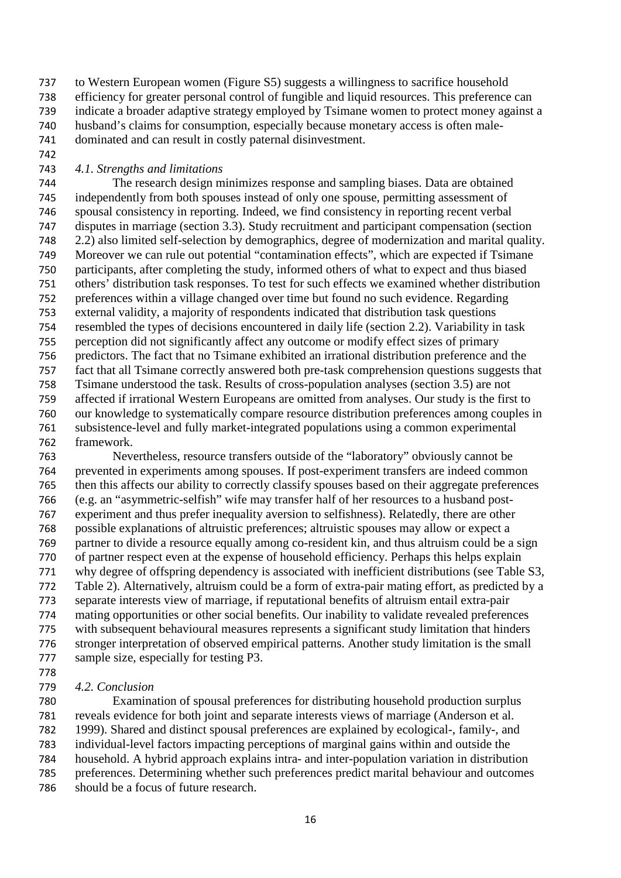to Western European women (Figure S5) suggests a willingness to sacrifice household efficiency for greater personal control of fungible and liquid resources. This preference can indicate a broader adaptive strategy employed by Tsimane women to protect money against a husband's claims for consumption, especially because monetary access is often male-dominated and can result in costly paternal disinvestment.

*4.1. Strengths and limitations*

The research design minimizes response and sampling biases. Data are obtained independently from both spouses instead of only one spouse, permitting assessment of spousal consistency in reporting. Indeed, we find consistency in reporting recent verbal disputes in marriage (section 3.3). Study recruitment and participant compensation (section 2.2) also limited self-selection by demographics, degree of modernization and marital quality. Moreover we can rule out potential "contamination effects", which are expected if Tsimane participants, after completing the study, informed others of what to expect and thus biased others' distribution task responses. To test for such effects we examined whether distribution preferences within a village changed over time but found no such evidence. Regarding external validity, a majority of respondents indicated that distribution task questions resembled the types of decisions encountered in daily life (section 2.2). Variability in task perception did not significantly affect any outcome or modify effect sizes of primary predictors. The fact that no Tsimane exhibited an irrational distribution preference and the fact that all Tsimane correctly answered both pre-task comprehension questions suggests that Tsimane understood the task. Results of cross-population analyses (section 3.5) are not affected if irrational Western Europeans are omitted from analyses. Our study is the first to our knowledge to systematically compare resource distribution preferences among couples in subsistence-level and fully market-integrated populations using a common experimental framework.

Nevertheless, resource transfers outside of the "laboratory" obviously cannot be prevented in experiments among spouses. If post-experiment transfers are indeed common then this affects our ability to correctly classify spouses based on their aggregate preferences (e.g. an "asymmetric-selfish" wife may transfer half of her resources to a husband post-experiment and thus prefer inequality aversion to selfishness). Relatedly, there are other possible explanations of altruistic preferences; altruistic spouses may allow or expect a partner to divide a resource equally among co-resident kin, and thus altruism could be a sign of partner respect even at the expense of household efficiency. Perhaps this helps explain why degree of offspring dependency is associated with inefficient distributions (see Table S3, Table 2). Alternatively, altruism could be a form of extra-pair mating effort, as predicted by a separate interests view of marriage, if reputational benefits of altruism entail extra-pair mating opportunities or other social benefits. Our inability to validate revealed preferences with subsequent behavioural measures represents a significant study limitation that hinders stronger interpretation of observed empirical patterns. Another study limitation is the small sample size, especially for testing P3.

*4.2. Conclusion*

Examination of spousal preferences for distributing household production surplus reveals evidence for both joint and separate interests views of marriage (Anderson et al. 1999). Shared and distinct spousal preferences are explained by ecological-, family-, and individual-level factors impacting perceptions of marginal gains within and outside the household. A hybrid approach explains intra- and inter-population variation in distribution preferences. Determining whether such preferences predict marital behaviour and outcomes should be a focus of future research.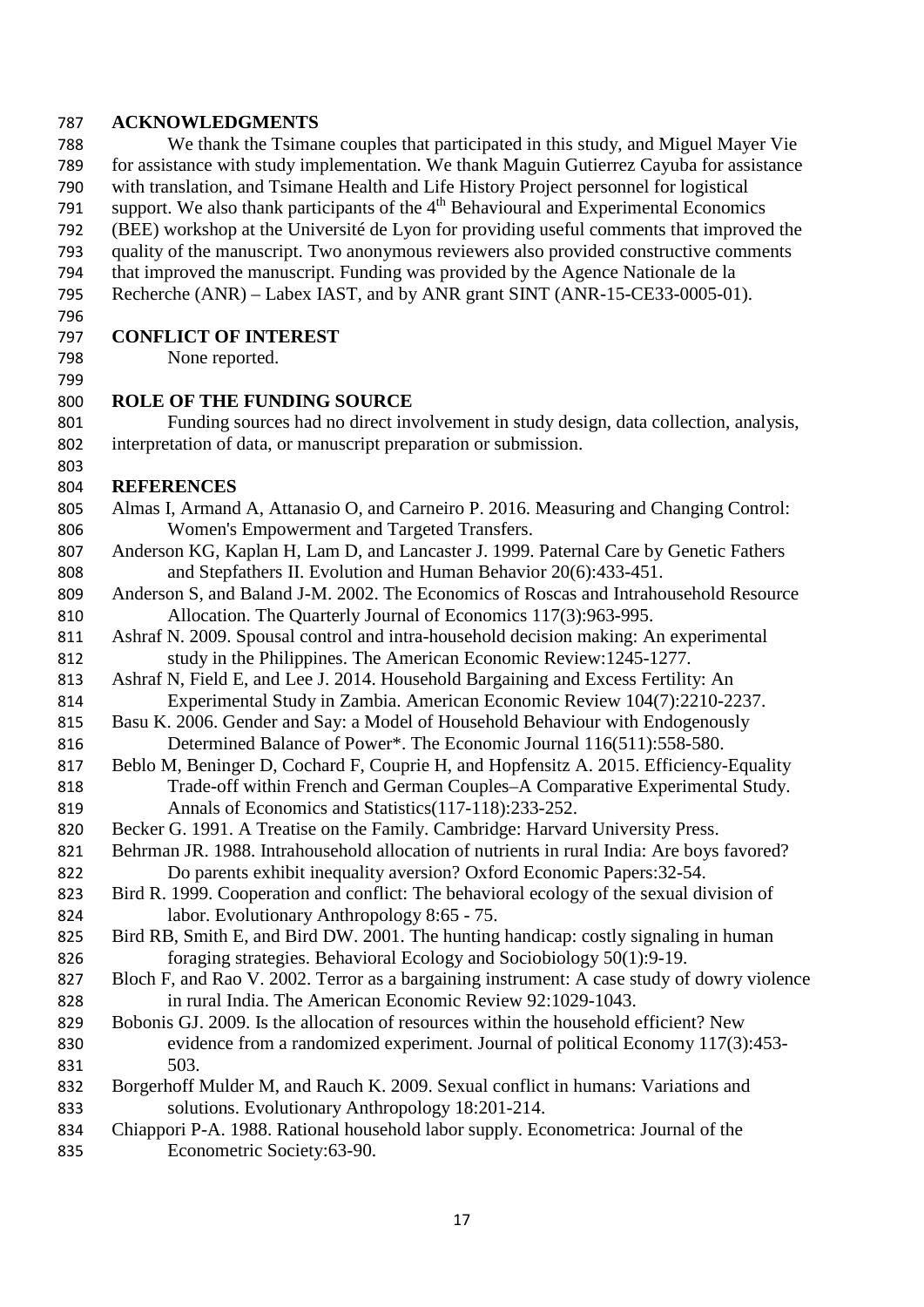## ACKNOWLEDGMENTS

We thank the Tsimane couples that participated in this study, and Miguel Mayer Vie for assistance with study implementation. We thank Maguin Gutierrez Cayuba for assistance with translation, and Tsimane Health and Life History Project personnel for logistical support. We also thank participants of the 4th Behavioural and Experimental Economics (BEE) workshop at the Université de Lyon for providing useful comments that improved the quality of the manuscript. Two anonymous reviewers also provided constructive comments that improved the manuscript. Funding was provided by the Agence Nationale de la Recherche (ANR) – Labex IAST, and by ANR grant SINT (ANR-15-CE33-0005-01).

## CONFLICT OF INTEREST

None reported.

## ROLE OF THE FUNDING SOURCE

Funding sources had no direct involvement in study design, data collection, analysis, interpretation of data, or manuscript preparation or submission.

## REFERENCES

Almas I, Armand A, Attanasio O, and Carneiro P. 2016. Measuring and Changing Control: Women's Empowerment and Targeted Transfers.

Anderson KG, Kaplan H, Lam D, and Lancaster J. 1999. Paternal Care by Genetic Fathers and Stepfathers II. Evolution and Human Behavior 20(6):433-451.

Anderson S, and Baland J-M. 2002. The Economics of Roscas and Intrahousehold Resource Allocation. The Quarterly Journal of Economics 117(3):963-995.

Ashraf N. 2009. Spousal control and intra-household decision making: An experimental study in the Philippines. The American Economic Review:1245-1277.

Ashraf N, Field E, and Lee J. 2014. Household Bargaining and Excess Fertility: An Experimental Study in Zambia. American Economic Review 104(7):2210-2237.

Basu K. 2006. Gender and Say: a Model of Household Behaviour with Endogenously Determined Balance of Power*. The Economic Journal 116(511):558-580.

Beblo M, Beninger D, Cochard F, Couprie H, and Hopfensitz A. 2015. Efficiency-Equality Trade-off within French and German Couples–A Comparative Experimental Study. Annals of Economics and Statistics(117-118):233-252.

Becker G. 1991. A Treatise on the Family. Cambridge: Harvard University Press.

Behrman JR. 1988. Intrahousehold allocation of nutrients in rural India: Are boys favored? Do parents exhibit inequality aversion? Oxford Economic Papers:32-54.

Bird R. 1999. Cooperation and conflict: The behavioral ecology of the sexual division of labor. Evolutionary Anthropology 8:65 - 75.

Bird RB, Smith E, and Bird DW. 2001. The hunting handicap: costly signaling in human foraging strategies. Behavioral Ecology and Sociobiology 50(1):9-19.

Bloch F, and Rao V. 2002. Terror as a bargaining instrument: A case study of dowry violence in rural India. The American Economic Review 92:1029-1043.

Bobonis GJ. 2009. Is the allocation of resources within the household efficient? New evidence from a randomized experiment. Journal of political Economy 117(3):453-503.

Borgerhoff Mulder M, and Rauch K. 2009. Sexual conflict in humans: Variations and solutions. Evolutionary Anthropology 18:201-214.

Chiappori P-A. 1988. Rational household labor supply. Econometrica: Journal of the Econometric Society:63-90.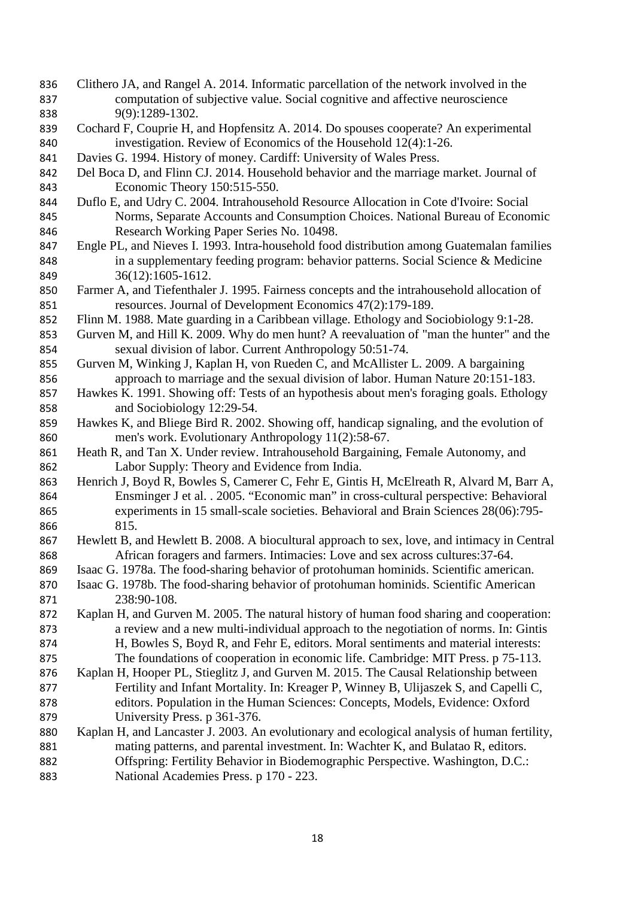Clithero JA, and Rangel A. 2014. Informatic parcellation of the network involved in the computation of subjective value. Social cognitive and affective neuroscience 9(9):1289-1302.

Cochard F, Couprie H, and Hopfensitz A. 2014. Do spouses cooperate? An experimental investigation. Review of Economics of the Household 12(4):1-26.

Davies G. 1994. History of money. Cardiff: University of Wales Press.

Del Boca D, and Flinn CJ. 2014. Household behavior and the marriage market. Journal of Economic Theory 150:515-550.

Duflo E, and Udry C. 2004. Intrahousehold Resource Allocation in Cote d'Ivoire: Social Norms, Separate Accounts and Consumption Choices. National Bureau of Economic Research Working Paper Series No. 10498.

Engle PL, and Nieves I. 1993. Intra-household food distribution among Guatemalan families in a supplementary feeding program: behavior patterns. Social Science & Medicine 36(12):1605-1612.

Farmer A, and Tiefenthaler J. 1995. Fairness concepts and the intrahousehold allocation of resources. Journal of Development Economics 47(2):179-189.

Flinn M. 1988. Mate guarding in a Caribbean village. Ethology and Sociobiology 9:1-28.

Gurven M, and Hill K. 2009. Why do men hunt? A reevaluation of "man the hunter" and the sexual division of labor. Current Anthropology 50:51-74.

Gurven M, Winking J, Kaplan H, von Rueden C, and McAllister L. 2009. A bargaining approach to marriage and the sexual division of labor. Human Nature 20:151-183.

Hawkes K. 1991. Showing off: Tests of an hypothesis about men's foraging goals. Ethology and Sociobiology 12:29-54.

Hawkes K, and Bliege Bird R. 2002. Showing off, handicap signaling, and the evolution of men's work. Evolutionary Anthropology 11(2):58-67.

Heath R, and Tan X. Under review. Intrahousehold Bargaining, Female Autonomy, and Labor Supply: Theory and Evidence from India.

Henrich J, Boyd R, Bowles S, Camerer C, Fehr E, Gintis H, McElreath R, Alvard M, Barr A, Ensminger J et al. . 2005. "Economic man" in cross-cultural perspective: Behavioral experiments in 15 small-scale societies. Behavioral and Brain Sciences 28(06):795-815.

Hewlett B, and Hewlett B. 2008. A biocultural approach to sex, love, and intimacy in Central African foragers and farmers. Intimacies: Love and sex across cultures:37-64.

Isaac G. 1978a. The food-sharing behavior of protohuman hominids. Scientific american.

Isaac G. 1978b. The food-sharing behavior of protohuman hominids. Scientific American 238:90-108.

Kaplan H, and Gurven M. 2005. The natural history of human food sharing and cooperation: a review and a new multi-individual approach to the negotiation of norms. In: Gintis H, Bowles S, Boyd R, and Fehr E, editors. Moral sentiments and material interests: The foundations of cooperation in economic life. Cambridge: MIT Press. p 75-113.

Kaplan H, Hooper PL, Stieglitz J, and Gurven M. 2015. The Causal Relationship between Fertility and Infant Mortality. In: Kreager P, Winney B, Ulijaszek S, and Capelli C, editors. Population in the Human Sciences: Concepts, Models, Evidence: Oxford University Press. p 361-376.

Kaplan H, and Lancaster J. 2003. An evolutionary and ecological analysis of human fertility, mating patterns, and parental investment. In: Wachter K, and Bulatao R, editors. Offspring: Fertility Behavior in Biodemographic Perspective. Washington, D.C.: National Academies Press. p 170 - 223.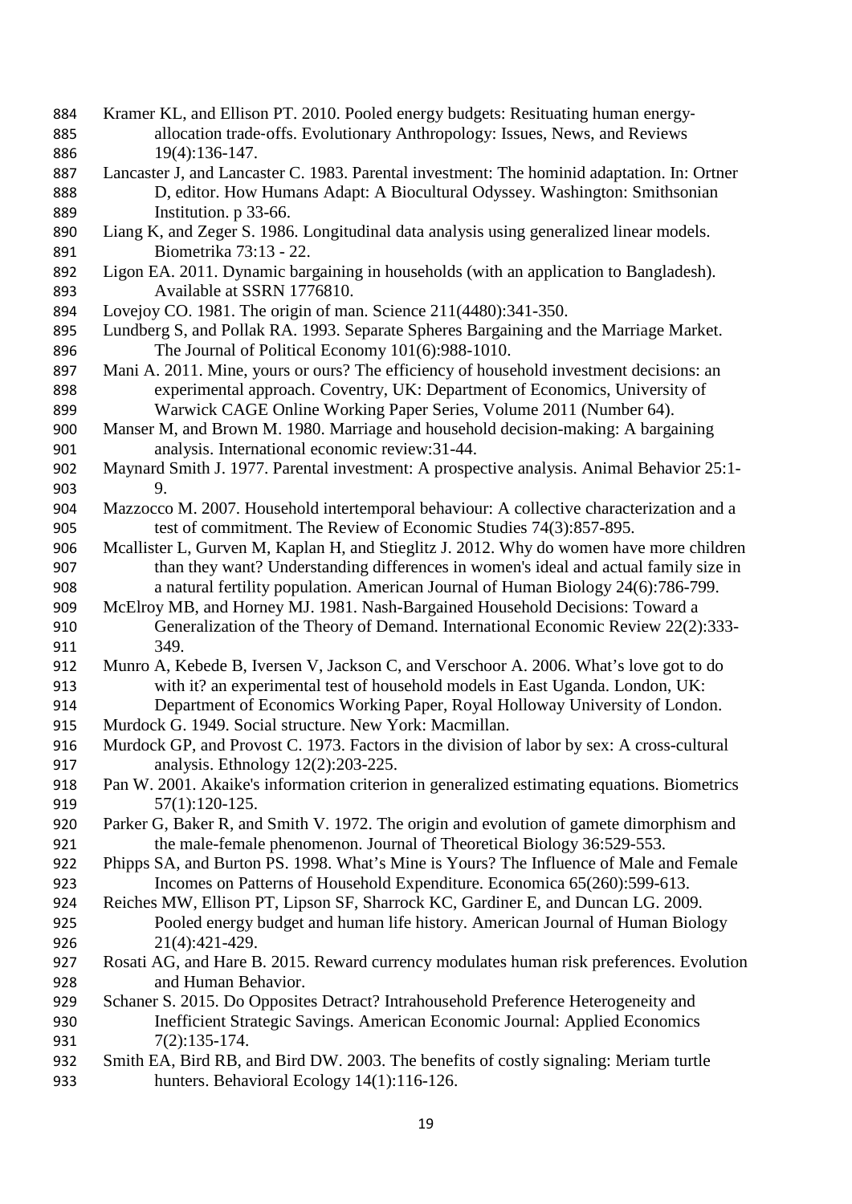Kramer KL, and Ellison PT. 2010. Pooled energy budgets: Resituating human energy-allocation trade-offs. Evolutionary Anthropology: Issues, News, and Reviews 19(4):136-147.

Lancaster J, and Lancaster C. 1983. Parental investment: The hominid adaptation. In: Ortner D, editor. How Humans Adapt: A Biocultural Odyssey. Washington: Smithsonian Institution. p 33-66.

Liang K, and Zeger S. 1986. Longitudinal data analysis using generalized linear models. Biometrika 73:13 - 22.

Ligon EA. 2011. Dynamic bargaining in households (with an application to Bangladesh). Available at SSRN 1776810.

Lovejoy CO. 1981. The origin of man. Science 211(4480):341-350.

Lundberg S, and Pollak RA. 1993. Separate Spheres Bargaining and the Marriage Market. The Journal of Political Economy 101(6):988-1010.

Mani A. 2011. Mine, yours or ours? The efficiency of household investment decisions: an experimental approach. Coventry, UK: Department of Economics, University of Warwick CAGE Online Working Paper Series, Volume 2011 (Number 64).

Manser M, and Brown M. 1980. Marriage and household decision-making: A bargaining analysis. International economic review:31-44.

Maynard Smith J. 1977. Parental investment: A prospective analysis. Animal Behavior 25:1-9.

Mazzocco M. 2007. Household intertemporal behaviour: A collective characterization and a test of commitment. The Review of Economic Studies 74(3):857-895.

Mcallister L, Gurven M, Kaplan H, and Stieglitz J. 2012. Why do women have more children than they want? Understanding differences in women's ideal and actual family size in a natural fertility population. American Journal of Human Biology 24(6):786-799.

McElroy MB, and Horney MJ. 1981. Nash-Bargained Household Decisions: Toward a Generalization of the Theory of Demand. International Economic Review 22(2):333-349.

Munro A, Kebede B, Iversen V, Jackson C, and Verschoor A. 2006. What's love got to do with it? an experimental test of household models in East Uganda. London, UK: Department of Economics Working Paper, Royal Holloway University of London.

Murdock G. 1949. Social structure. New York: Macmillan.

Murdock GP, and Provost C. 1973. Factors in the division of labor by sex: A cross-cultural analysis. Ethnology 12(2):203-225.

Pan W. 2001. Akaike's information criterion in generalized estimating equations. Biometrics 57(1):120-125.

Parker G, Baker R, and Smith V. 1972. The origin and evolution of gamete dimorphism and the male-female phenomenon. Journal of Theoretical Biology 36:529-553.

Phipps SA, and Burton PS. 1998. What's Mine is Yours? The Influence of Male and Female Incomes on Patterns of Household Expenditure. Economica 65(260):599-613.

Reiches MW, Ellison PT, Lipson SF, Sharrock KC, Gardiner E, and Duncan LG. 2009. Pooled energy budget and human life history. American Journal of Human Biology 21(4):421-429.

Rosati AG, and Hare B. 2015. Reward currency modulates human risk preferences. Evolution and Human Behavior.

Schaner S. 2015. Do Opposites Detract? Intrahousehold Preference Heterogeneity and Inefficient Strategic Savings. American Economic Journal: Applied Economics 7(2):135-174.

Smith EA, Bird RB, and Bird DW. 2003. The benefits of costly signaling: Meriam turtle hunters. Behavioral Ecology 14(1):116-126.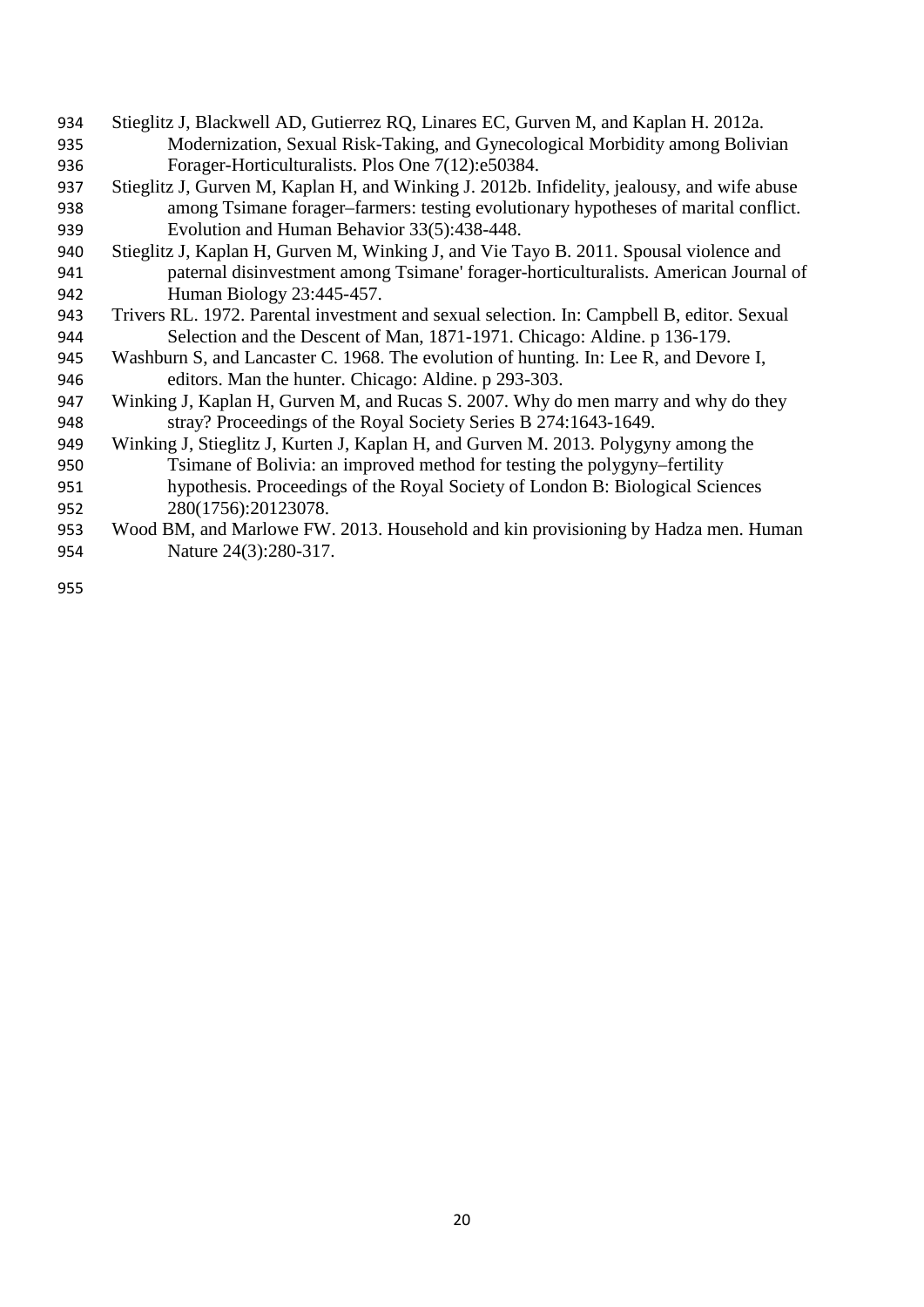Stieglitz J, Blackwell AD, Gutierrez RQ, Linares EC, Gurven M, and Kaplan H. 2012a. Modernization, Sexual Risk-Taking, and Gynecological Morbidity among Bolivian Forager-Horticulturalists. Plos One 7(12):e50384.

Stieglitz J, Gurven M, Kaplan H, and Winking J. 2012b. Infidelity, jealousy, and wife abuse among Tsimane forager–farmers: testing evolutionary hypotheses of marital conflict. Evolution and Human Behavior 33(5):438-448.

Stieglitz J, Kaplan H, Gurven M, Winking J, and Vie Tayo B. 2011. Spousal violence and paternal disinvestment among Tsimane' forager-horticulturalists. American Journal of Human Biology 23:445-457.

Trivers RL. 1972. Parental investment and sexual selection. In: Campbell B, editor. Sexual Selection and the Descent of Man, 1871-1971. Chicago: Aldine. p 136-179.

Washburn S, and Lancaster C. 1968. The evolution of hunting. In: Lee R, and Devore I, editors. Man the hunter. Chicago: Aldine. p 293-303.

Winking J, Kaplan H, Gurven M, and Rucas S. 2007. Why do men marry and why do they stray? Proceedings of the Royal Society Series B 274:1643-1649.

Winking J, Stieglitz J, Kurten J, Kaplan H, and Gurven M. 2013. Polygyny among the Tsimane of Bolivia: an improved method for testing the polygyny–fertility hypothesis. Proceedings of the Royal Society of London B: Biological Sciences 280(1756):20123078.

Wood BM, and Marlowe FW. 2013. Household and kin provisioning by Hadza men. Human Nature 24(3):280-317.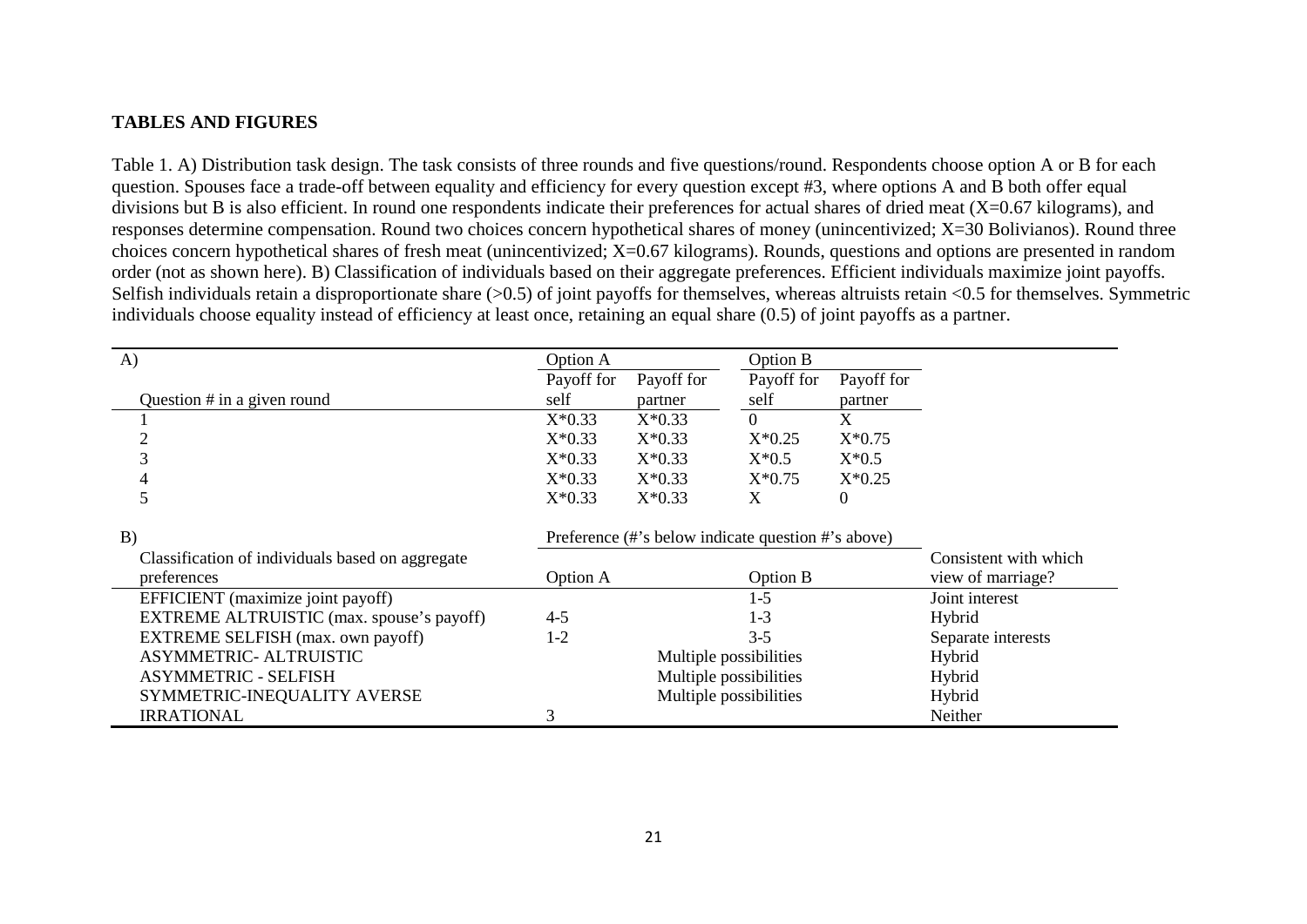**TABLES AND FIGURES**

Table 1. A) Distribution task design. The task consists of three rounds and five questions/round. Respondents choose option A or B for each question. Spouses face a trade-off between equality and efficiency for every question except #3, where options A and B both offer equal divisions but B is also efficient. In round one respondents indicate their preferences for actual shares of dried meat (X=0.67 kilograms), and responses determine compensation. Round two choices concern hypothetical shares of money (unincentivized; X=30 Bolivianos). Round three choices concern hypothetical shares of fresh meat (unincentivized; X=0.67 kilograms). Rounds, questions and options are presented in random order (not as shown here). B) Classification of individuals based on their aggregate preferences. Efficient individuals maximize joint payoffs. Selfish individuals retain a disproportionate share (>0.5) of joint payoffs for themselves, whereas altruists retain <0.5 for themselves. Symmetric individuals choose equality instead of efficiency at least once, retaining an equal share (0.5) of joint payoffs as a partner.

| A) | Option A | | Option B | | |
|---|---|---|---|---|---|
| Question # in a given round | Payoff for self | Payoff for partner | Payoff for self | Payoff for partner | |
| 1 | X*0.33 | X*0.33 | 0 | X | |
| 2 | X*0.33 | X*0.33 | X*0.25 | X*0.75 | |
| 3 | X*0.33 | X*0.33 | X*0.5 | X*0.5 | |
| 4 | X*0.33 | X*0.33 | X*0.75 | X*0.25 | |
| 5 | X*0.33 | X*0.33 | X | 0 | |

| B) | Preference (#'s below indicate question #'s above) | | |
|---|---|---|---|
| Classification of individuals based on aggregate preferences | Option A | Option B | Consistent with which view of marriage? |
| EFFICIENT (maximize joint payoff) | | 1-5 | Joint interest |
| EXTREME ALTRUISTIC (max. spouse's payoff) | 4-5 | 1-3 | Hybrid |
| EXTREME SELFISH (max. own payoff) | 1-2 | 3-5 | Separate interests |
| ASYMMETRIC- ALTRUISTIC | Multiple possibilities | | Hybrid |
| ASYMMETRIC - SELFISH | Multiple possibilities | | Hybrid |
| SYMMETRIC-INEQUALITY AVERSE | Multiple possibilities | | Hybrid |
| IRRATIONAL | 3 | | Neither |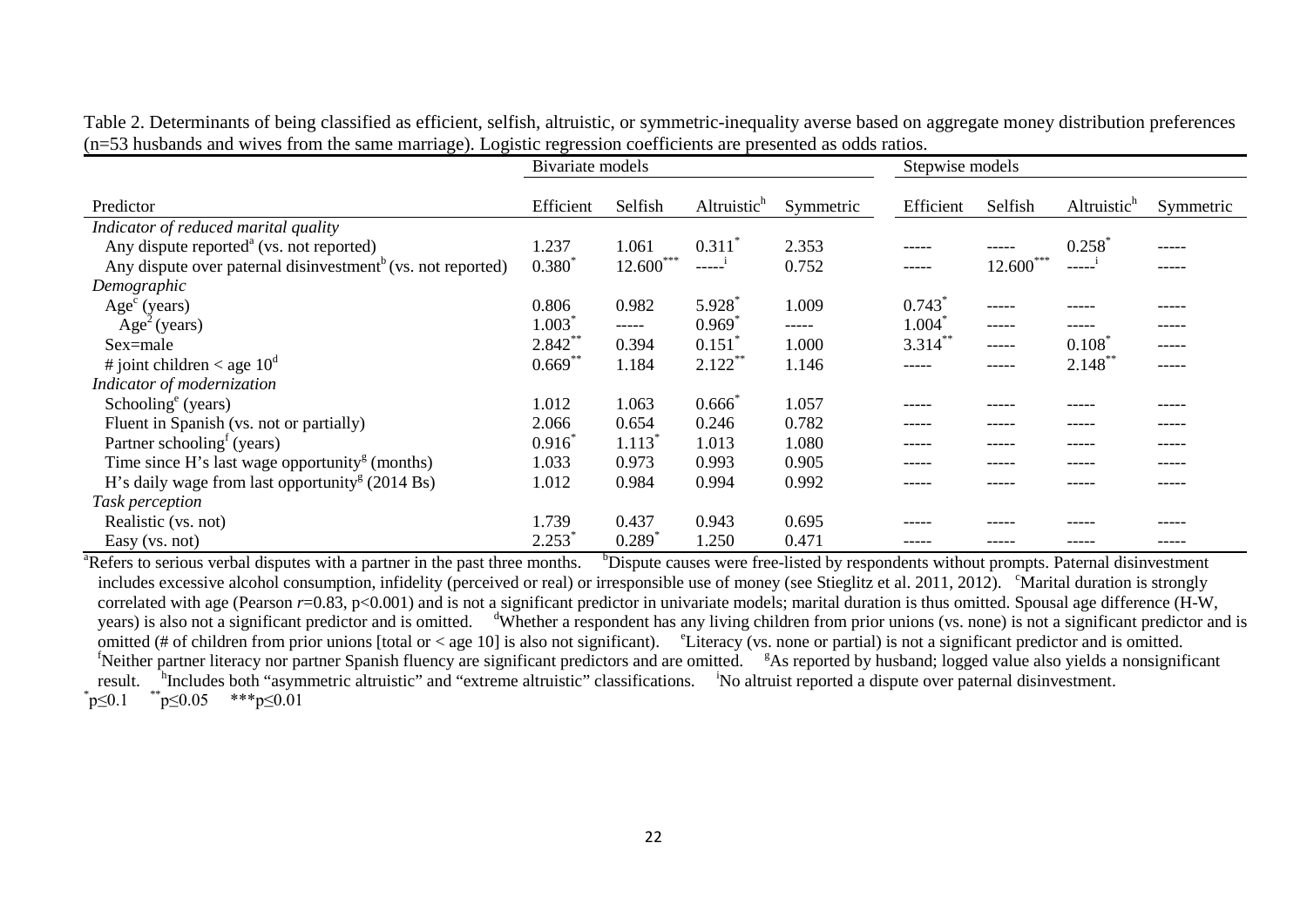Table 2. Determinants of being classified as efficient, selfish, altruistic, or symmetric-inequality averse based on aggregate money distribution preferences (n=53 husbands and wives from the same marriage). Logistic regression coefficients are presented as odds ratios.

| | Bivariate models | | | | Stepwise models | | | |
|---|---|---|---|---|---|---|---|---|
| Predictor | Efficient | Selfish | Altruistic[h] | Symmetric | Efficient | Selfish | Altruistic[h] | Symmetric |
| *Indicator of reduced marital quality* | | | | | | | | |
| Any dispute reported[a] (vs. not reported) | 1.237 | 1.061 | 0.311* | 2.353 | ----- | ----- | 0.258* | ----- |
| Any dispute over paternal disinvestment[b] (vs. not reported) | 0.380* | 12.600*** | -----[i] | 0.752 | ----- | 12.600*** | -----[i] | ----- |
| *Demographic* | | | | | | | | |
| Age[c] (years) | 0.806 | 0.982 | 5.928* | 1.009 | 0.743* | ----- | ----- | ----- |
| $Age^2$ (years) | 1.003* | ----- | 0.969* | ----- | 1.004* | ----- | ----- | ----- |
| Sex=male | 2.842** | 0.394 | 0.151* | 1.000 | 3.314** | ----- | 0.108* | ----- |
| # joint children < age 10[d] | 0.669** | 1.184 | 2.122** | 1.146 | ----- | ----- | 2.148** | ----- |
| *Indicator of modernization* | | | | | | | | |
| Schooling[e] (years) | 1.012 | 1.063 | 0.666* | 1.057 | ----- | ----- | ----- | ----- |
| Fluent in Spanish (vs. not or partially) | 2.066 | 0.654 | 0.246 | 0.782 | ----- | ----- | ----- | ----- |
| Partner schooling[f] (years) | 0.916* | 1.113* | 1.013 | 1.080 | ----- | ----- | ----- | ----- |
| Time since H's last wage opportunity[g] (months) | 1.033 | 0.973 | 0.993 | 0.905 | ----- | ----- | ----- | ----- |
| H's daily wage from last opportunity[g] (2014 Bs) | 1.012 | 0.984 | 0.994 | 0.992 | ----- | ----- | ----- | ----- |
| *Task perception* | | | | | | | | |
| Realistic (vs. not) | 1.739 | 0.437 | 0.943 | 0.695 | ----- | ----- | ----- | ----- |
| Easy (vs. not) | 2.253* | 0.289* | 1.250 | 0.471 | ----- | ----- | ----- | ----- |

[a]Refers to serious verbal disputes with a partner in the past three months. [b]Dispute causes were free-listed by respondents without prompts. Paternal disinvestment includes excessive alcohol consumption, infidelity (perceived or real) or irresponsible use of money (see Stieglitz et al. 2011, 2012). [c]Marital duration is strongly correlated with age (Pearson $r$=0.83, $p<0.001$) and is not a significant predictor in univariate models; marital duration is thus omitted. Spousal age difference (H-W, years) is also not a significant predictor and is omitted. [d]Whether a respondent has any living children from prior unions (vs. none) is not a significant predictor and is omitted (# of children from prior unions [total or < age 10] is also not significant). [e]Literacy (vs. none or partial) is not a significant predictor and is omitted. [f]Neither partner literacy nor partner Spanish fluency are significant predictors and are omitted. [g]As reported by husband; logged value also yields a nonsignificant result. [h]Includes both "asymmetric altruistic" and "extreme altruistic" classifications. [i]No altruist reported a dispute over paternal disinvestment.

*$p\leq0.1$ **$p\leq0.05$ ***$p\leq0.01$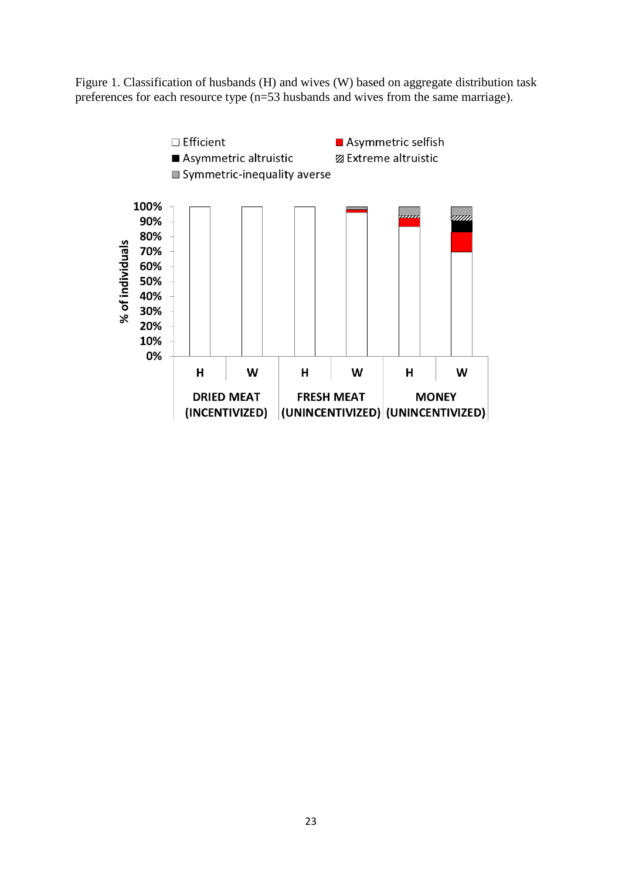Figure 1. Classification of husbands (H) and wives (W) based on aggregate distribution task preferences for each resource type (n=53 husbands and wives from the same marriage).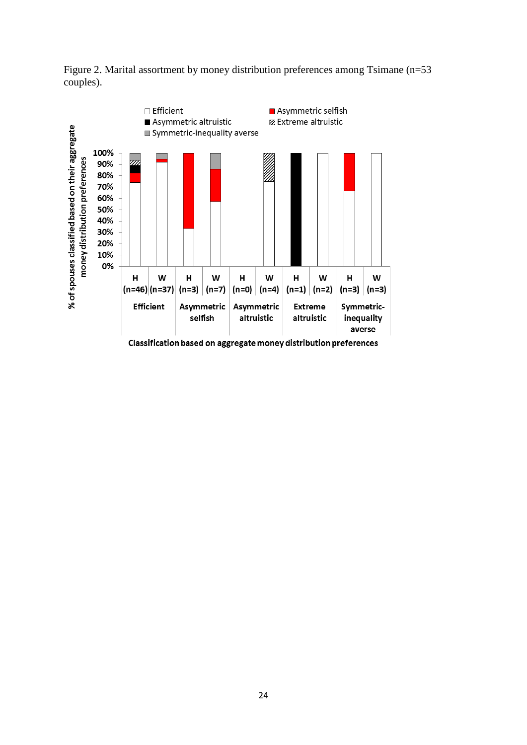Figure 2. Marital assortment by money distribution preferences among Tsimane (n=53 couples).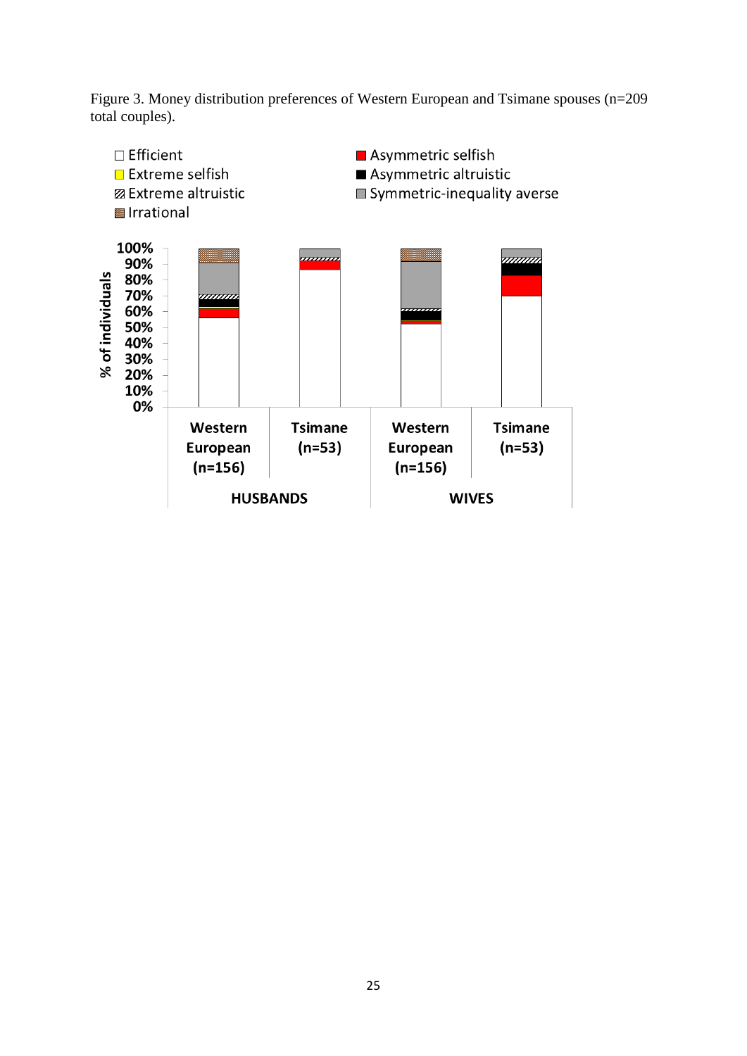Figure 3. Money distribution preferences of Western European and Tsimane spouses (n=209 total couples).

Efficient
Extreme selfish
Extreme altruistic
Irrational
Asymmetric selfish
Asymmetric altruistic
Symmetric-inequality averse

% of individuals

100%
90%
80%
70%
60%
50%
40%
30%
20%
10%
0%

Western European (n=156)
Tsimane (n=53)
Western European (n=156)
Tsimane (n=53)

HUSBANDS
WIVES